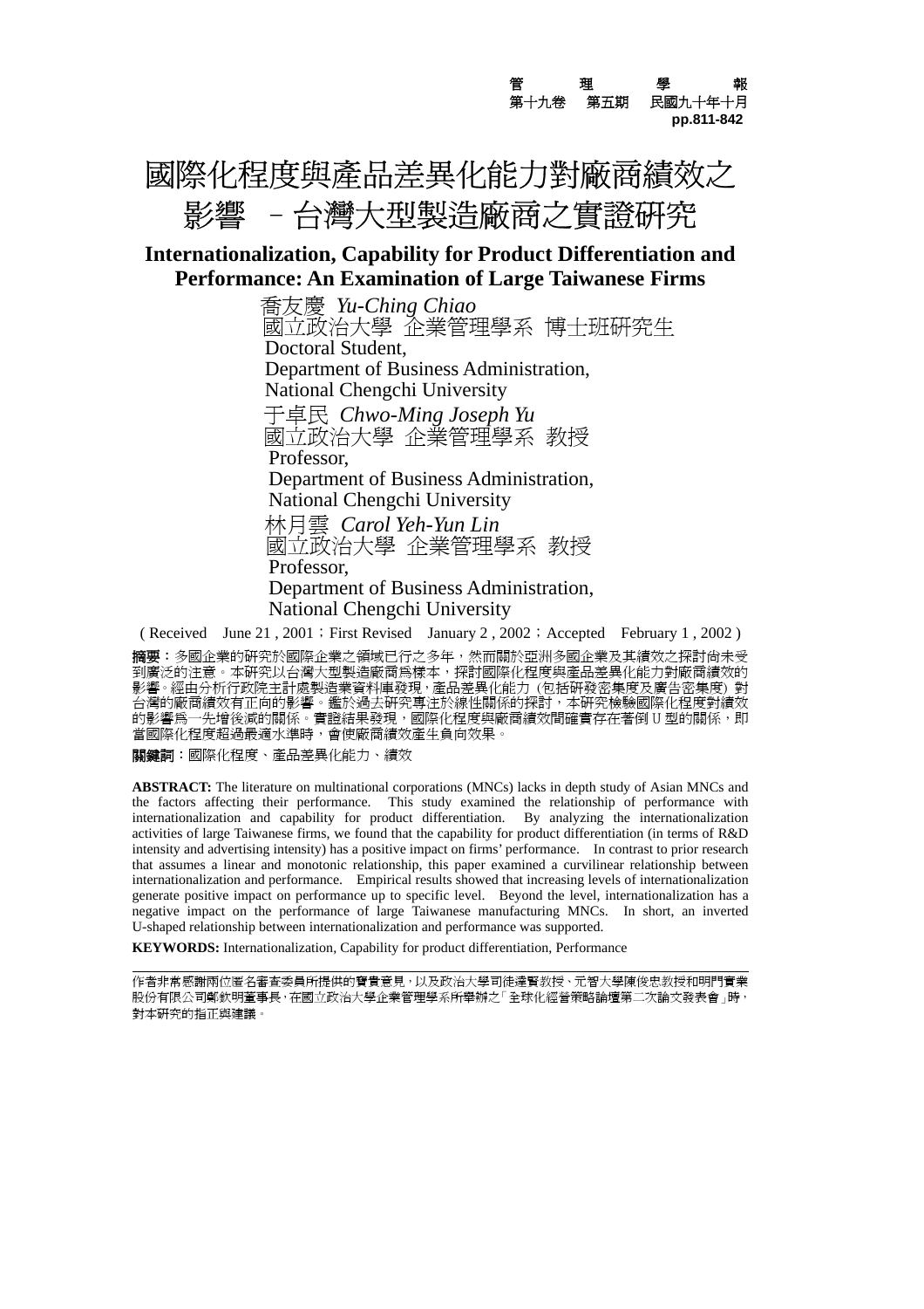# 國際化程度與產品差異化能力對廠商績效之影響 －台灣大型製造廠商之實證研究

## Internationalization, Capability for Product Differentiation and Performance: An Examination of Large Taiwanese Firms

喬友慶 *Yu-Ching Chiao*
國立政治大學 企業管理學系 博士班研究生
Doctoral Student,
Department of Business Administration,
National Chengchi University

于卓民 *Chwo-Ming Joseph Yu*
國立政治大學 企業管理學系 教授
Professor,
Department of Business Administration,
National Chengchi University

林月雲 *Carol Yeh-Yun Lin*
國立政治大學 企業管理學系 教授
Professor,
Department of Business Administration,
National Chengchi University

( Received June 21 , 2001；First Revised January 2 , 2002；Accepted February 1 , 2002 )

**摘要**：多國企業的研究於國際企業之領域已行之多年，然而關於亞洲多國企業及其績效之探討尚未受到廣泛的注意。本研究以台灣大型製造廠商為樣本，探討國際化程度與產品差異化能力對廠商績效的影響。經由分析行政院主計處製造業資料庫發現，產品差異化能力（包括研發密集度及廣告密集度）對台灣的廠商績效有正向的影響。鑑於過去研究專注於線性關係的探討，本研究檢驗國際化程度對績效的影響為一先增後減的關係。實證結果發現，國際化程度與廠商績效間確實存在著倒 U 型的關係，即當國際化程度超過最適水準時，會使廠商績效產生負向效果。

**關鍵詞**：國際化程度、產品差異化能力、績效

**ABSTRACT:** The literature on multinational corporations (MNCs) lacks in depth study of Asian MNCs and the factors affecting their performance. This study examined the relationship of performance with internationalization and capability for product differentiation. By analyzing the internationalization activities of large Taiwanese firms, we found that the capability for product differentiation (in terms of R&D intensity and advertising intensity) has a positive impact on firms' performance. In contrast to prior research that assumes a linear and monotonic relationship, this paper examined a curvilinear relationship between internationalization and performance. Empirical results showed that increasing levels of internationalization generate positive impact on performance up to specific level. Beyond the level, internationalization has a negative impact on the performance of large Taiwanese manufacturing MNCs. In short, an inverted U-shaped relationship between internationalization and performance was supported.

**KEYWORDS:** Internationalization, Capability for product differentiation, Performance

---

作者非常感謝兩位匿名審查委員所提供的寶貴意見，以及政治大學司徒達賢教授、元智大學陳俊忠教授和明門實業股份有限公司鄭欽明董事長，在國立政治大學企業管理學系所舉辦之「全球化經營策略論壇第二次論文發表會」時，對本研究的指正與建議。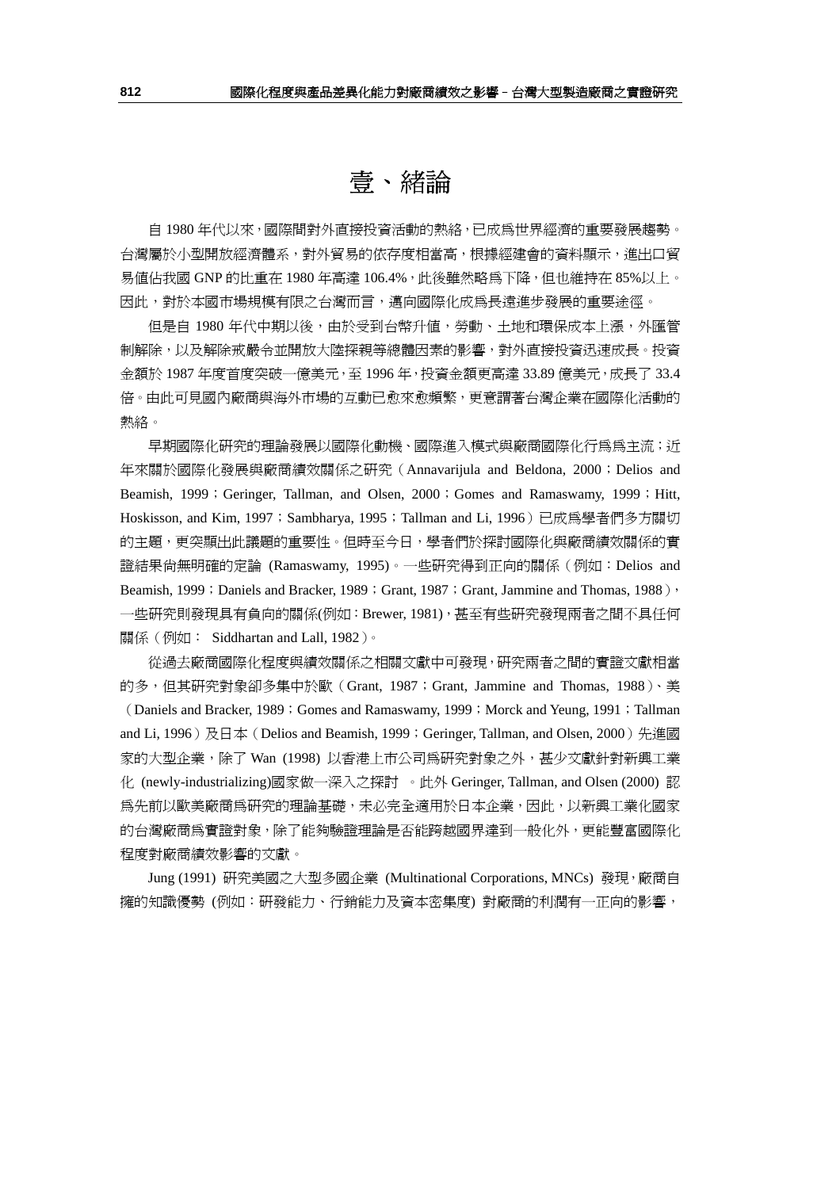# 壹、緒論

自 1980 年代以來，國際間對外直接投資活動的熱絡，已成為世界經濟的重要發展趨勢。台灣屬於小型開放經濟體系，對外貿易的依存度相當高，根據經建會的資料顯示，進出口貿易值佔我國 GNP 的比重在 1980 年高達 106.4%，此後雖然略為下降，但也維持在 85%以上。因此，對於本國市場規模有限之台灣而言，邁向國際化成為長遠進步發展的重要途徑。

但是自 1980 年代中期以後，由於受到台幣升值，勞動、土地和環保成本上漲，外匯管制解除，以及解除戒嚴令並開放大陸探親等總體因素的影響，對外直接投資迅速成長。投資金額於 1987 年度首度突破一億美元，至 1996 年，投資金額更高達 33.89 億美元，成長了 33.4 倍。由此可見國內廠商與海外市場的互動已愈來愈頻繁，更意謂著台灣企業在國際化活動的熱絡。

早期國際化研究的理論發展以國際化動機、國際進入模式與廠商國際化行為為主流；近年來關於國際化發展與廠商績效關係之研究（Annavarijula and Beldona, 2000；Delios and Beamish, 1999；Geringer, Tallman, and Olsen, 2000；Gomes and Ramaswamy, 1999；Hitt, Hoskisson, and Kim, 1997；Sambharya, 1995；Tallman and Li, 1996）已成為學者們多方關切的主題，更突顯出此議題的重要性。但時至今日，學者們於探討國際化與廠商績效關係的實證結果尚無明確的定論 (Ramaswamy, 1995)。一些研究得到正向的關係（例如：Delios and Beamish, 1999；Daniels and Bracker, 1989；Grant, 1987；Grant, Jammine and Thomas, 1988），一些研究則發現具有負向的關係(例如：Brewer, 1981)，甚至有些研究發現兩者之間不具任何關係（例如： Siddhartan and Lall, 1982）。

從過去廠商國際化程度與績效關係之相關文獻中可發現，研究兩者之間的實證文獻相當的多，但其研究對象卻多集中於歐（Grant, 1987；Grant, Jammine and Thomas, 1988）、美（Daniels and Bracker, 1989；Gomes and Ramaswamy, 1999；Morck and Yeung, 1991；Tallman and Li, 1996）及日本（Delios and Beamish, 1999；Geringer, Tallman, and Olsen, 2000）先進國家的大型企業，除了 Wan (1998) 以香港上市公司為研究對象之外，甚少文獻針對新興工業化 (newly-industrializing)國家做一深入之探討 。此外 Geringer, Tallman, and Olsen (2000) 認為先前以歐美廠商為研究的理論基礎，未必完全適用於日本企業，因此，以新興工業化國家的台灣廠商為實證對象，除了能夠驗證理論是否能跨越國界達到一般化外，更能豐富國際化程度對廠商績效影響的文獻。

Jung (1991) 研究美國之大型多國企業 (Multinational Corporations, MNCs) 發現，廠商自擁的知識優勢 (例如：研發能力、行銷能力及資本密集度) 對廠商的利潤有一正向的影響，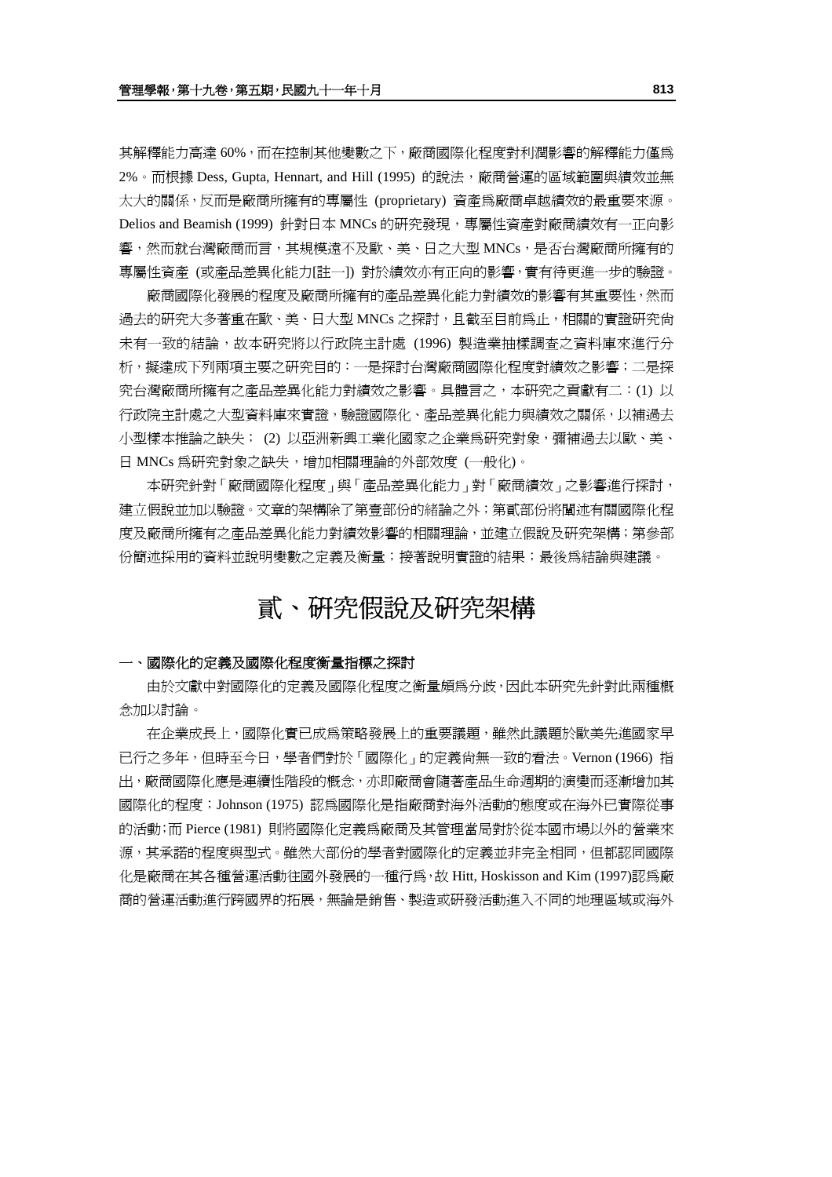其解釋能力高達 60%，而在控制其他變數之下，廠商國際化程度對利潤影響的解釋能力僅為 2%。而根據 Dess, Gupta, Hennart, and Hill (1995) 的說法，廠商營運的區域範圍與績效並無太大的關係，反而是廠商所擁有的專屬性 (proprietary) 資產為廠商卓越績效的最重要來源。Delios and Beamish (1999) 針對日本 MNCs 的研究發現，專屬性資產對廠商績效有一正向影響，然而就台灣廠商而言，其規模遠不及歐、美、日之大型 MNCs，是否台灣廠商所擁有的專屬性資產 (或產品差異化能力[註一]) 對於績效亦有正向的影響，實有待更進一步的驗證。

廠商國際化發展的程度及廠商所擁有的產品差異化能力對績效的影響有其重要性，然而過去的研究大多著重在歐、美、日大型 MNCs 之探討，且截至目前為止，相關的實證研究尚未有一致的結論，故本研究將以行政院主計處 (1996) 製造業抽樣調查之資料庫來進行分析，擬達成下列兩項主要之研究目的：一是探討台灣廠商國際化程度對績效之影響；二是探究台灣廠商所擁有之產品差異化能力對績效之影響。具體言之，本研究之貢獻有二：(1) 以行政院主計處之大型資料庫來實證，驗證國際化、產品差異化能力與績效之關係，以補過去小型樣本推論之缺失； (2) 以亞洲新興工業化國家之企業為研究對象，彌補過去以歐、美、日 MNCs 為研究對象之缺失，增加相關理論的外部效度 (一般化)。

本研究針對「廠商國際化程度」與「產品差異化能力」對「廠商績效」之影響進行探討，建立假說並加以驗證。文章的架構除了第壹部份的緒論之外；第貳部份將闡述有關國際化程度及廠商所擁有之產品差異化能力對績效影響的相關理論，並建立假說及研究架構；第參部份簡述採用的資料並說明變數之定義及衡量；接著說明實證的結果；最後為結論與建議。

# 貳、研究假說及研究架構

### 一、國際化的定義及國際化程度衡量指標之探討

由於文獻中對國際化的定義及國際化程度之衡量頗為分歧，因此本研究先針對此兩種概念加以討論。

在企業成長上，國際化實已成為策略發展上的重要議題，雖然此議題於歐美先進國家早已行之多年，但時至今日，學者們對於「國際化」的定義尚無一致的看法。Vernon (1966) 指出，廠商國際化應是連續性階段的概念，亦即廠商會隨著產品生命週期的演變而逐漸增加其國際化的程度；Johnson (1975) 認為國際化是指廠商對海外活動的態度或在海外已實際從事的活動；而 Pierce (1981) 則將國際化定義為廠商及其管理當局對於從本國市場以外的營業來源，其承諾的程度與型式。雖然大部份的學者對國際化的定義並非完全相同，但都認同國際化是廠商在其各種營運活動往國外發展的一種行為，故 Hitt, Hoskisson and Kim (1997)認為廠商的營運活動進行跨國界的拓展，無論是銷售、製造或研發活動進入不同的地理區域或海外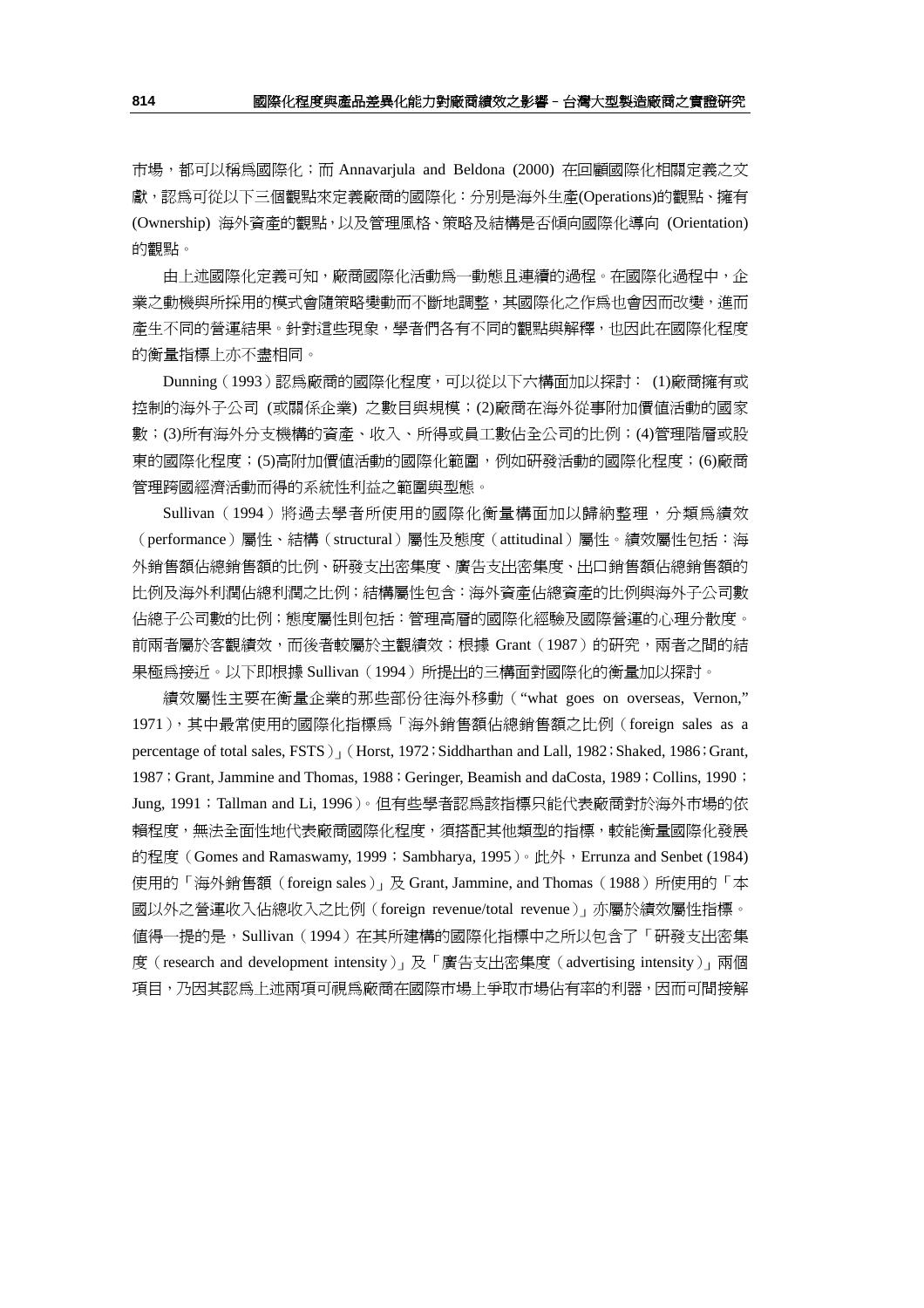市場，都可以稱爲國際化；而 Annavarjula and Beldona (2000) 在回顧國際化相關定義之文獻，認爲可從以下三個觀點來定義廠商的國際化：分別是海外生產(Operations)的觀點、擁有(Ownership) 海外資產的觀點，以及管理風格、策略及結構是否傾向國際化導向 (Orientation) 的觀點。

由上述國際化定義可知，廠商國際化活動爲一動態且連續的過程。在國際化過程中，企業之動機與所採用的模式會隨策略變動而不斷地調整，其國際化之作爲也會因而改變，進而產生不同的營運結果。針對這些現象，學者們各有不同的觀點與解釋，也因此在國際化程度的衡量指標上亦不盡相同。

Dunning（1993）認爲廠商的國際化程度，可以從以下六構面加以探討： (1)廠商擁有或控制的海外子公司 (或關係企業) 之數目與規模；(2)廠商在海外從事附加價值活動的國家數；(3)所有海外分支機構的資產、收入、所得或員工數佔全公司的比例；(4)管理階層或股東的國際化程度；(5)高附加價值活動的國際化範圍，例如研發活動的國際化程度；(6)廠商管理跨國經濟活動而得的系統性利益之範圍與型態。

Sullivan（1994）將過去學者所使用的國際化衡量構面加以歸納整理，分類爲績效（performance）屬性、結構（structural）屬性及態度（attitudinal）屬性。績效屬性包括：海外銷售額佔總銷售額的比例、研發支出密集度、廣告支出密集度、出口銷售額佔總銷售額的比例及海外利潤佔總利潤之比例；結構屬性包含：海外資產佔總資產的比例與海外子公司數佔總子公司數的比例；態度屬性則包括：管理高層的國際化經驗及國際營運的心理分散度。前兩者屬於客觀績效，而後者較屬於主觀績效；根據 Grant（1987）的研究，兩者之間的結果極爲接近。以下即根據 Sullivan（1994）所提出的三構面對國際化的衡量加以探討。

績效屬性主要在衡量企業的那些部份往海外移動（"what goes on overseas, Vernon," 1971），其中最常使用的國際化指標爲「海外銷售額佔總銷售額之比例（foreign sales as a percentage of total sales, FSTS）」（Horst, 1972；Siddharthan and Lall, 1982；Shaked, 1986；Grant, 1987；Grant, Jammine and Thomas, 1988；Geringer, Beamish and daCosta, 1989；Collins, 1990；Jung, 1991；Tallman and Li, 1996）。但有些學者認爲該指標只能代表廠商對於海外市場的依賴程度，無法全面性地代表廠商國際化程度，須搭配其他類型的指標，較能衡量國際化發展的程度（Gomes and Ramaswamy, 1999；Sambharya, 1995）。此外，Errunza and Senbet (1984) 使用的「海外銷售額（foreign sales）」及 Grant, Jammine, and Thomas（1988）所使用的「本國以外之營運收入佔總收入之比例（foreign revenue/total revenue）」亦屬於績效屬性指標。值得一提的是，Sullivan（1994）在其所建構的國際化指標中之所以包含了「研發支出密集度（research and development intensity）」及「廣告支出密集度（advertising intensity）」兩個項目，乃因其認爲上述兩項可視爲廠商在國際市場上爭取市場佔有率的利器，因而可間接解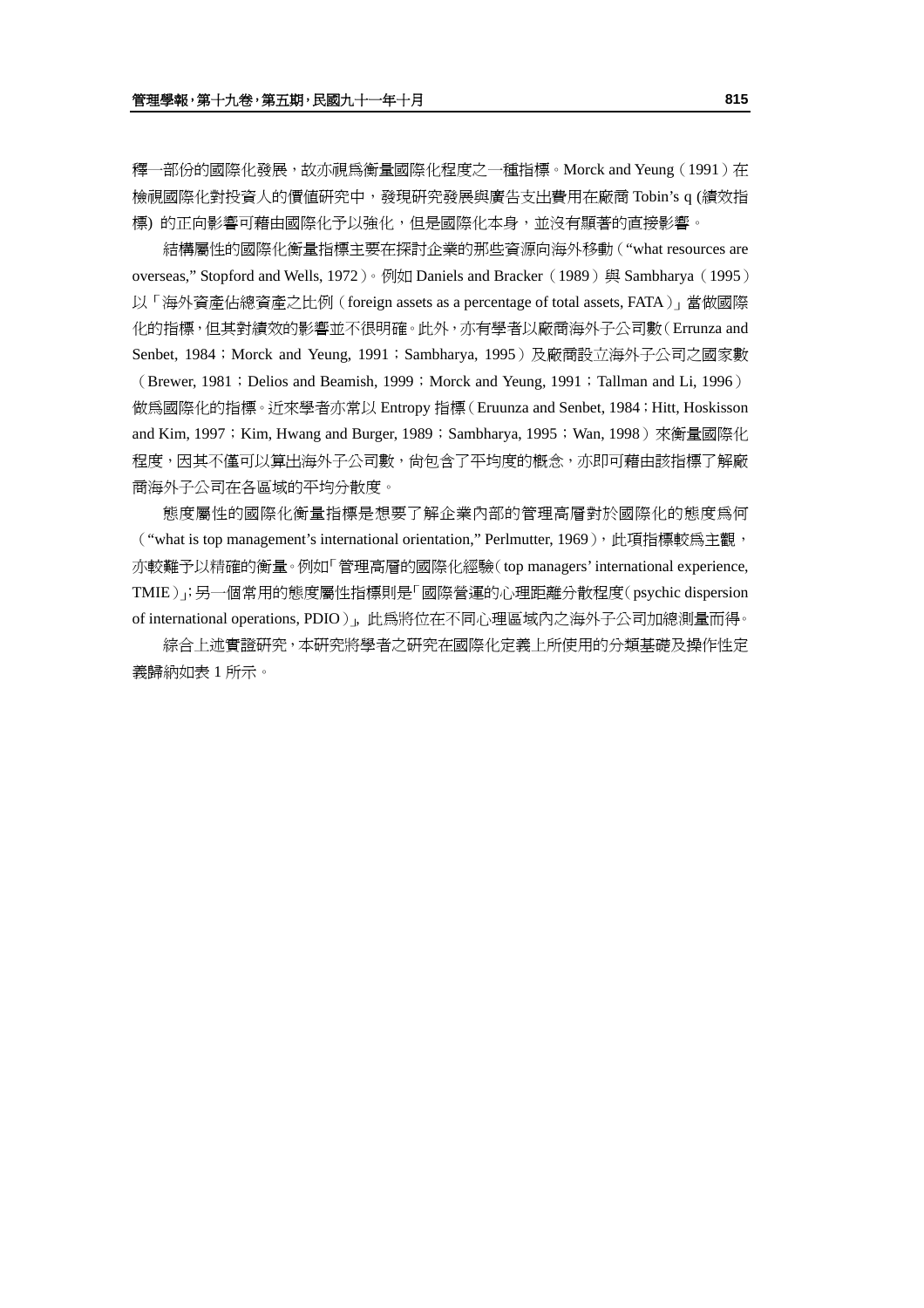釋一部份的國際化發展，故亦視為衡量國際化程度之一種指標。Morck and Yeung（1991）在檢視國際化對投資人的價值研究中，發現研究發展與廣告支出費用在廠商 Tobin's q (績效指標) 的正向影響可藉由國際化予以強化，但是國際化本身，並沒有顯著的直接影響。

結構屬性的國際化衡量指標主要在探討企業的那些資源向海外移動（"what resources are overseas," Stopford and Wells, 1972）。例如 Daniels and Bracker（1989）與 Sambharya（1995）以「海外資產佔總資產之比例（foreign assets as a percentage of total assets, FATA）」當做國際化的指標，但其對績效的影響並不很明確。此外，亦有學者以廠商海外子公司數（Errunza and Senbet, 1984；Morck and Yeung, 1991；Sambharya, 1995）及廠商設立海外子公司之國家數（Brewer, 1981；Delios and Beamish, 1999；Morck and Yeung, 1991；Tallman and Li, 1996）做為國際化的指標。近來學者亦常以 Entropy 指標（Eruunza and Senbet, 1984；Hitt, Hoskisson and Kim, 1997；Kim, Hwang and Burger, 1989；Sambharya, 1995；Wan, 1998）來衡量國際化程度，因其不僅可以算出海外子公司數，尚包含了平均度的概念，亦即可藉由該指標了解廠商海外子公司在各區域的平均分散度。

態度屬性的國際化衡量指標是想要了解企業內部的管理高層對於國際化的態度為何（"what is top management's international orientation," Perlmutter, 1969），此項指標較為主觀，亦較難予以精確的衡量。例如「管理高層的國際化經驗（top managers' international experience, TMIE）」；另一個常用的態度屬性指標則是「國際營運的心理距離分散程度（psychic dispersion of international operations, PDIO）」，此為將位在不同心理區域內之海外子公司加總測量而得。

綜合上述實證研究，本研究將學者之研究在國際化定義上所使用的分類基礎及操作性定義歸納如表 1 所示。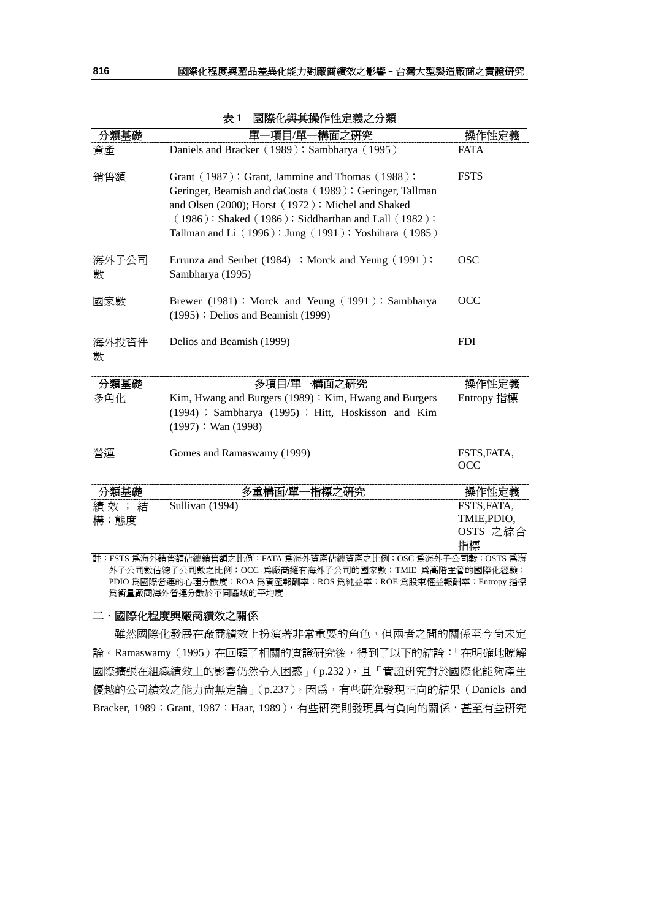表 1　國際化與其操作性定義之分類

| 分類基礎 | 單一項目/單一構面之研究 | 操作性定義 |
|---|---|---|
| 資產 | Daniels and Bracker（1989）；Sambharya（1995） | FATA |
| 銷售額 | Grant（1987）；Grant, Jammine and Thomas（1988）；Geringer, Beamish and daCosta（1989）；Geringer, Tallman and Olsen (2000); Horst（1972）；Michel and Shaked（1986）；Shaked（1986）；Siddharthan and Lall（1982）；Tallman and Li（1996）；Jung（1991）；Yoshihara（1985） | FSTS |
| 海外子公司數 | Errunza and Senbet (1984) ；Morck and Yeung（1991）；Sambharya (1995) | OSC |
| 國家數 | Brewer (1981)；Morck and Yeung（1991）；Sambharya (1995)；Delios and Beamish (1999) | OCC |
| 海外投資件數 | Delios and Beamish (1999) | FDI |
| **分類基礎** | **多項目/單一構面之研究** | **操作性定義** |
| 多角化 | Kim, Hwang and Burgers (1989)；Kim, Hwang and Burgers (1994)；Sambharya (1995)；Hitt, Hoskisson and Kim (1997)；Wan (1998) | Entropy 指標 |
| 營運 | Gomes and Ramaswamy (1999) | FSTS,FATA, OCC |
| **分類基礎** | **多重構面/單一指標之研究** | **操作性定義** |
| 績效；結構；態度 | Sullivan (1994) | FSTS,FATA, TMIE,PDIO, OSTS 之綜合指標 |

註：FSTS 為海外銷售額佔總銷售額之比例；FATA 為海外資產佔總資產之比例；OSC 為海外子公司數；OSTS 為海外子公司數佔總子公司數之比例；OCC 為廠商擁有海外子公司的國家數；TMIE 為高階主管的國際化經驗；PDIO 為國際營運的心理分散度；ROA 為資產報酬率；ROS 為純益率；ROE 為股東權益報酬率；Entropy 指標為衡量廠商海外營運分散於不同區域的平均度

## 二、國際化程度與廠商績效之關係

雖然國際化發展在廠商績效上扮演著非常重要的角色，但兩者之間的關係至今尚未定論。Ramaswamy（1995）在回顧了相關的實證研究後，得到了以下的結論：「在明確地瞭解國際擴張在組織績效上的影響仍然令人困惑」（p.232），且「實證研究對於國際化能夠產生優越的公司績效之能力尚無定論」（p.237）。因為，有些研究發現正向的結果（Daniels and Bracker, 1989；Grant, 1987；Haar, 1989），有些研究則發現具有負向的關係，甚至有些研究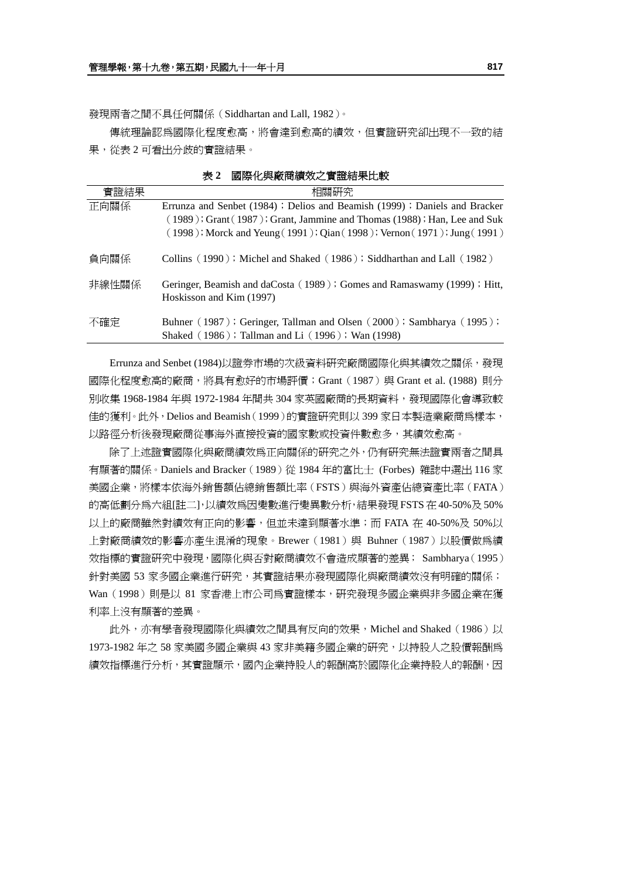發現兩者之間不具任何關係（Siddhartan and Lall, 1982）。

傳統理論認為國際化程度愈高，將會達到愈高的績效，但實證研究卻出現不一致的結果，從表 2 可看出分歧的實證結果。

**表 2　國際化與廠商績效之實證結果比較**

| 實證結果 | 相關研究 |
|---|---|
| 正向關係 | Errunza and Senbet (1984)；Delios and Beamish (1999)；Daniels and Bracker（1989）；Grant（1987）；Grant, Jammine and Thomas (1988)；Han, Lee and Suk（1998）；Morck and Yeung（1991）；Qian（1998）；Vernon（1971）；Jung（1991） |
| 負向關係 | Collins（1990）；Michel and Shaked（1986）；Siddharthan and Lall（1982） |
| 非線性關係 | Geringer, Beamish and daCosta（1989）；Gomes and Ramaswamy (1999)；Hitt, Hoskisson and Kim (1997) |
| 不確定 | Buhner（1987）；Geringer, Tallman and Olsen（2000）；Sambharya（1995）；Shaked（1986）；Tallman and Li（1996）；Wan (1998) |

Errunza and Senbet (1984)以證券市場的次級資料研究廠商國際化與其績效之關係，發現國際化程度愈高的廠商，將具有愈好的市場評價；Grant（1987）與 Grant et al. (1988) 則分別收集 1968-1984 年與 1972-1984 年間共 304 家英國廠商的長期資料，發現國際化會導致較佳的獲利。此外，Delios and Beamish（1999）的實證研究則以 399 家日本製造業廠商為樣本，以路徑分析後發現廠商從事海外直接投資的國家數或投資件數愈多，其績效愈高。

除了上述證實國際化與廠商績效為正向關係的研究之外，仍有研究無法證實兩者之間具有顯著的關係。Daniels and Bracker（1989）從 1984 年的富比士 (Forbes) 雜誌中選出 116 家美國企業，將樣本依海外銷售額佔總銷售額比率（FSTS）與海外資產佔總資產比率（FATA）的高低劃分為六組[註二]，以績效為因變數進行變異數分析，結果發現 FSTS 在 40-50%及 50%以上的廠商雖然對績效有正向的影響，但並未達到顯著水準；而 FATA 在 40-50%及 50%以上對廠商績效的影響亦產生混淆的現象。Brewer（1981）與 Buhner（1987）以股價做為績效指標的實證研究中發現，國際化與否對廠商績效不會造成顯著的差異； Sambharya（1995）針對美國 53 家多國企業進行研究，其實證結果亦發現國際化與廠商績效沒有明確的關係；Wan（1998）則是以 81 家香港上市公司為實證樣本，研究發現多國企業與非多國企業在獲利率上沒有顯著的差異。

此外，亦有學者發現國際化與績效之間具有反向的效果，Michel and Shaked（1986）以 1973-1982 年之 58 家美國多國企業與 43 家非美籍多國企業的研究，以持股人之股價報酬為績效指標進行分析，其實證顯示，國內企業持股人的報酬高於國際化企業持股人的報酬，因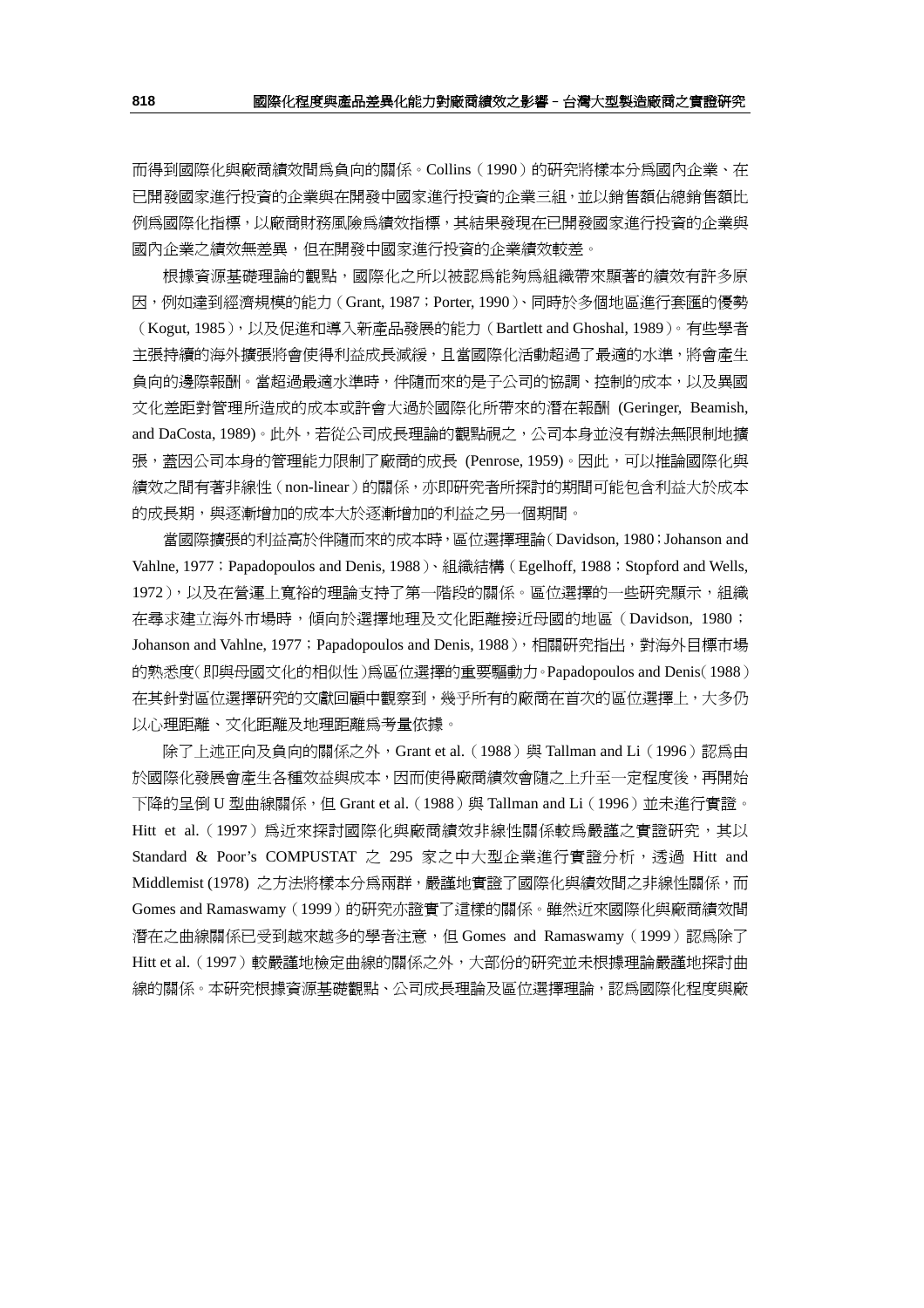而得到國際化與廠商績效間爲負向的關係。Collins（1990）的研究將樣本分爲國內企業、在已開發國家進行投資的企業與在開發中國家進行投資的企業三組，並以銷售額佔總銷售額比例爲國際化指標，以廠商財務風險爲績效指標，其結果發現在已開發國家進行投資的企業與國內企業之績效無差異，但在開發中國家進行投資的企業績效較差。

根據資源基礎理論的觀點，國際化之所以被認爲能夠爲組織帶來顯著的績效有許多原因，例如達到經濟規模的能力（Grant, 1987；Porter, 1990）、同時於多個地區進行套匯的優勢（Kogut, 1985），以及促進和導入新產品發展的能力（Bartlett and Ghoshal, 1989）。有些學者主張持續的海外擴張將會使得利益成長減緩，且當國際化活動超過了最適的水準，將會產生負向的邊際報酬。當超過最適水準時，伴隨而來的是子公司的協調、控制的成本，以及異國文化差距對管理所造成的成本或許會大過於國際化所帶來的潛在報酬 (Geringer, Beamish, and DaCosta, 1989)。此外，若從公司成長理論的觀點視之，公司本身並沒有辦法無限制地擴張，蓋因公司本身的管理能力限制了廠商的成長 (Penrose, 1959)。因此，可以推論國際化與績效之間有著非線性（non-linear）的關係，亦即研究者所探討的期間可能包含利益大於成本的成長期，與逐漸增加的成本大於逐漸增加的利益之另一個期間。

當國際擴張的利益高於伴隨而來的成本時，區位選擇理論（Davidson, 1980；Johanson and Vahlne, 1977；Papadopoulos and Denis, 1988）、組織結構（Egelhoff, 1988；Stopford and Wells, 1972），以及在營運上寬裕的理論支持了第一階段的關係。區位選擇的一些研究顯示，組織在尋求建立海外市場時，傾向於選擇地理及文化距離接近母國的地區（Davidson, 1980；Johanson and Vahlne, 1977；Papadopoulos and Denis, 1988），相關研究指出，對海外目標市場的熟悉度（即與母國文化的相似性）爲區位選擇的重要驅動力。Papadopoulos and Denis（1988）在其針對區位選擇研究的文獻回顧中觀察到，幾乎所有的廠商在首次的區位選擇上，大多仍以心理距離、文化距離及地理距離爲考量依據。

除了上述正向及負向的關係之外，Grant et al.（1988）與 Tallman and Li（1996）認爲由於國際化發展會產生各種效益與成本，因而使得廠商績效會隨之上升至一定程度後，再開始下降的呈倒 U 型曲線關係，但 Grant et al.（1988）與 Tallman and Li（1996）並未進行實證。Hitt et al.（1997）爲近來探討國際化與廠商績效非線性關係較爲嚴謹之實證研究，其以 Standard & Poor's COMPUSTAT 之 295 家之中大型企業進行實證分析，透過 Hitt and Middlemist (1978) 之方法將樣本分爲兩群，嚴謹地實證了國際化與績效間之非線性關係，而 Gomes and Ramaswamy（1999）的研究亦證實了這樣的關係。雖然近來國際化與廠商績效間潛在之曲線關係已受到越來越多的學者注意，但 Gomes and Ramaswamy（1999）認爲除了 Hitt et al.（1997）較嚴謹地檢定曲線的關係之外，大部份的研究並未根據理論嚴謹地探討曲線的關係。本研究根據資源基礎觀點、公司成長理論及區位選擇理論，認爲國際化程度與廠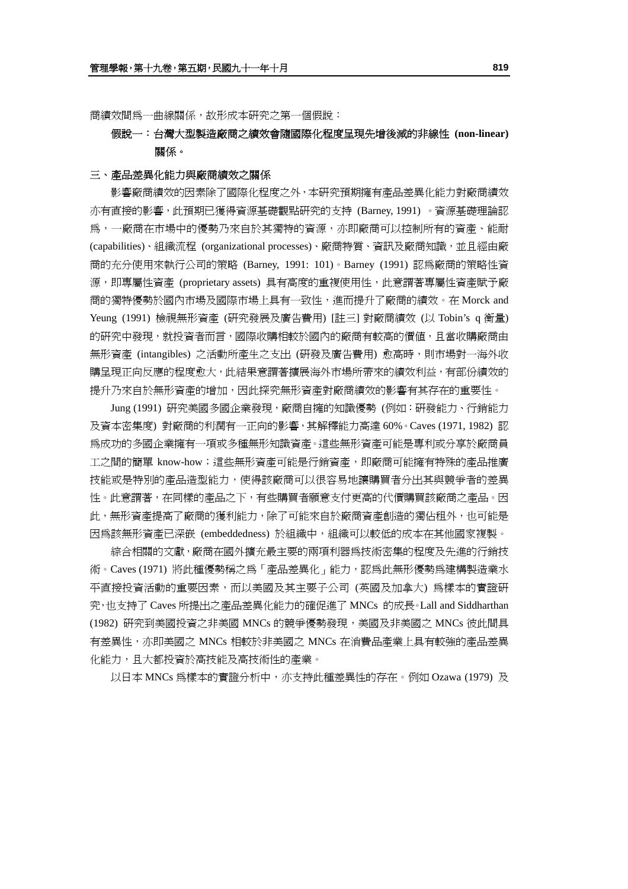商績效間爲一曲線關係，故形成本研究之第一個假說：

**假說一：台灣大型製造廠商之績效會隨國際化程度呈現先增後減的非線性 (non-linear) 關係。**

### 三、產品差異化能力與廠商績效之關係

影響廠商績效的因素除了國際化程度之外，本研究預期擁有產品差異化能力對廠商績效亦有直接的影響，此預期已獲得資源基礎觀點研究的支持 (Barney, 1991) 。資源基礎理論認爲，一廠商在市場中的優勢乃來自於其獨特的資源，亦即廠商可以控制所有的資產、能耐 (capabilities)、組織流程 (organizational processes)、廠商特質、資訊及廠商知識，並且經由廠商的充分使用來執行公司的策略 (Barney, 1991: 101)。Barney (1991) 認爲廠商的策略性資源，即專屬性資產 (proprietary assets) 具有高度的重複使用性，此意謂著專屬性資產賦予廠商的獨特優勢於國內市場及國際市場上具有一致性，進而提升了廠商的績效。在 Morck and Yeung (1991) 檢視無形資產 (研究發展及廣告費用) [註三] 對廠商績效 (以 Tobin's q 衡量) 的研究中發現，就投資者而言，國際收購相較於國內的廠商有較高的價值，且當收購廠商由無形資產 (intangibles) 之活動所產生之支出 (研發及廣告費用) 愈高時，則市場對一海外收購呈現正向反應的程度愈大，此結果意謂著擴展海外市場所帶來的績效利益，有部份績效的提升乃來自於無形資產的增加，因此探究無形資產對廠商績效的影響有其存在的重要性。

Jung (1991) 研究美國多國企業發現，廠商自擁的知識優勢 (例如：研發能力、行銷能力及資本密集度) 對廠商的利潤有一正向的影響，其解釋能力高達 60%。Caves (1971, 1982) 認爲成功的多國企業擁有一項或多種無形知識資產。這些無形資產可能是專利或分享於廠商員工之間的簡單 know-how；這些無形資產可能是行銷資產，即廠商可能擁有特殊的產品推廣技能或是特別的產品造型能力，使得該廠商可以很容易地讓購買者分出其與競爭者的差異性。此意謂著，在同樣的產品之下，有些購買者願意支付更高的代價購買該廠商之產品。因此，無形資產提高了廠商的獲利能力，除了可能來自於廠商資產創造的獨佔租外，也可能是因爲該無形資產已深嵌 (embeddedness) 於組織中，組織可以較低的成本在其他國家複製。

綜合相關的文獻，廠商在國外擴充最主要的兩項利器爲技術密集的程度及先進的行銷技術。Caves (1971) 將此種優勢稱之爲「產品差異化」能力，認爲此無形優勢爲建構製造業水平直接投資活動的重要因素，而以美國及其主要子公司 (英國及加拿大) 爲樣本的實證研究，也支持了 Caves 所提出之產品差異化能力的確促進了 MNCs 的成長。Lall and Siddharthan (1982) 研究到美國投資之非美國 MNCs 的競爭優勢發現，美國及非美國之 MNCs 彼此間具有差異性，亦即美國之 MNCs 相較於非美國之 MNCs 在消費品產業上具有較強的產品差異化能力，且大都投資於高技能及高技術性的產業。

以日本 MNCs 爲樣本的實證分析中，亦支持此種差異性的存在。例如 Ozawa (1979) 及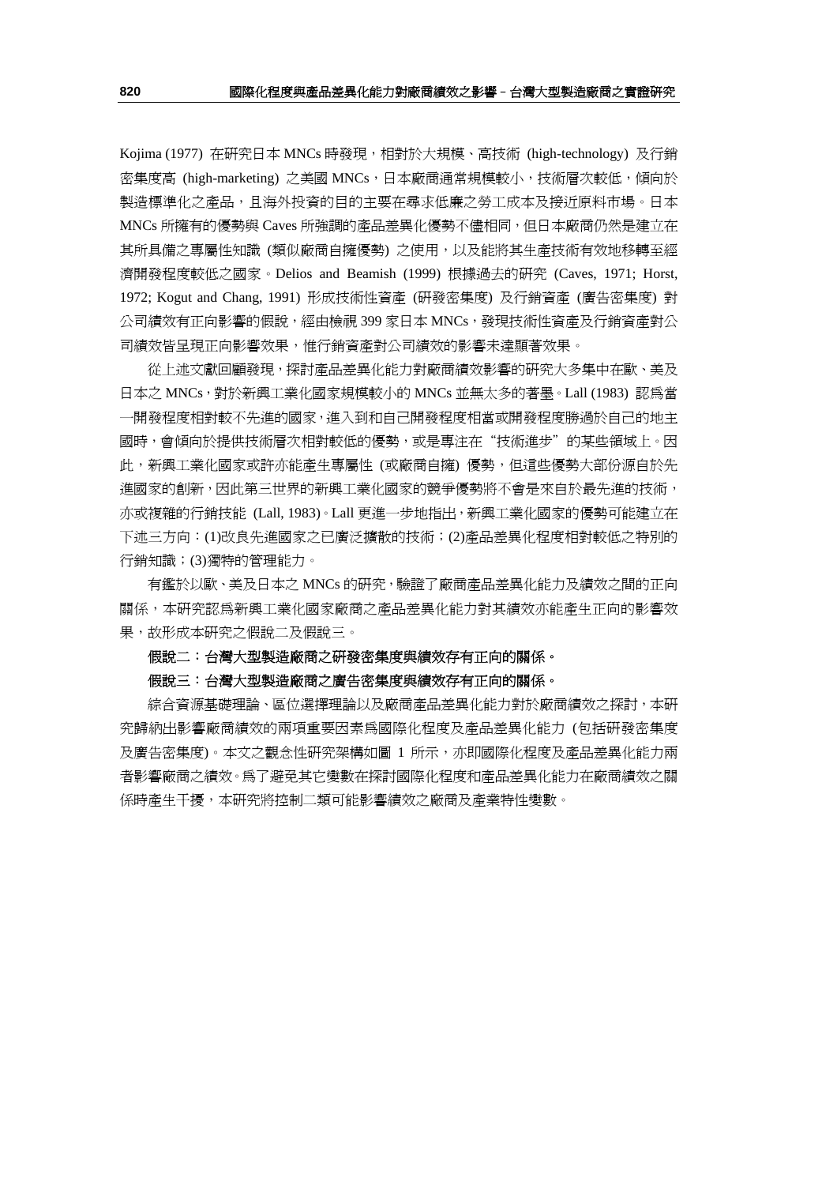Kojima (1977) 在研究日本 MNCs 時發現，相對於大規模、高技術 (high-technology) 及行銷密集度高 (high-marketing) 之美國 MNCs，日本廠商通常規模較小，技術層次較低，傾向於製造標準化之產品，且海外投資的目的主要在尋求低廉之勞工成本及接近原料市場。日本 MNCs 所擁有的優勢與 Caves 所強調的產品差異化優勢不儘相同，但日本廠商仍然是建立在其所具備之專屬性知識 (類似廠商自擁優勢) 之使用，以及能將其生產技術有效地移轉至經濟開發程度較低之國家。Delios and Beamish (1999) 根據過去的研究 (Caves, 1971; Horst, 1972; Kogut and Chang, 1991) 形成技術性資產 (研發密集度) 及行銷資產 (廣告密集度) 對公司績效有正向影響的假說，經由檢視 399 家日本 MNCs，發現技術性資產及行銷資產對公司績效皆呈現正向影響效果，惟行銷資產對公司績效的影響未達顯著效果。

從上述文獻回顧發現，探討產品差異化能力對廠商績效影響的研究大多集中在歐、美及日本之 MNCs，對於新興工業化國家規模較小的 MNCs 並無太多的著墨。Lall (1983) 認為當一開發程度相對較不先進的國家，進入到和自己開發程度相當或開發程度勝過於自己的地主國時，會傾向於提供技術層次相對較低的優勢，或是專注在"技術進步"的某些領域上。因此，新興工業化國家或許亦能產生專屬性 (或廠商自擁) 優勢，但這些優勢大部份源自於先進國家的創新，因此第三世界的新興工業化國家的競爭優勢將不會是來自於最先進的技術，亦或複雜的行銷技能 (Lall, 1983)。Lall 更進一步地指出，新興工業化國家的優勢可能建立在下述三方向：(1)改良先進國家之已廣泛擴散的技術；(2)產品差異化程度相對較低之特別的行銷知識；(3)獨特的管理能力。

有鑑於以歐、美及日本之 MNCs 的研究，驗證了廠商產品差異化能力及績效之間的正向關係，本研究認為新興工業化國家廠商之產品差異化能力對其績效亦能產生正向的影響效果，故形成本研究之假說二及假說三。

**假說二：台灣大型製造廠商之研發密集度與績效存有正向的關係。**

**假說三：台灣大型製造廠商之廣告密集度與績效存有正向的關係。**

綜合資源基礎理論、區位選擇理論以及廠商產品差異化能力對於廠商績效之探討，本研究歸納出影響廠商績效的兩項重要因素為國際化程度及產品差異化能力 (包括研發密集度及廣告密集度)。本文之觀念性研究架構如圖 1 所示，亦即國際化程度及產品差異化能力兩者影響廠商之績效。為了避免其它變數在探討國際化程度和產品差異化能力在廠商績效之關係時產生干擾，本研究將控制二類可能影響績效之廠商及產業特性變數。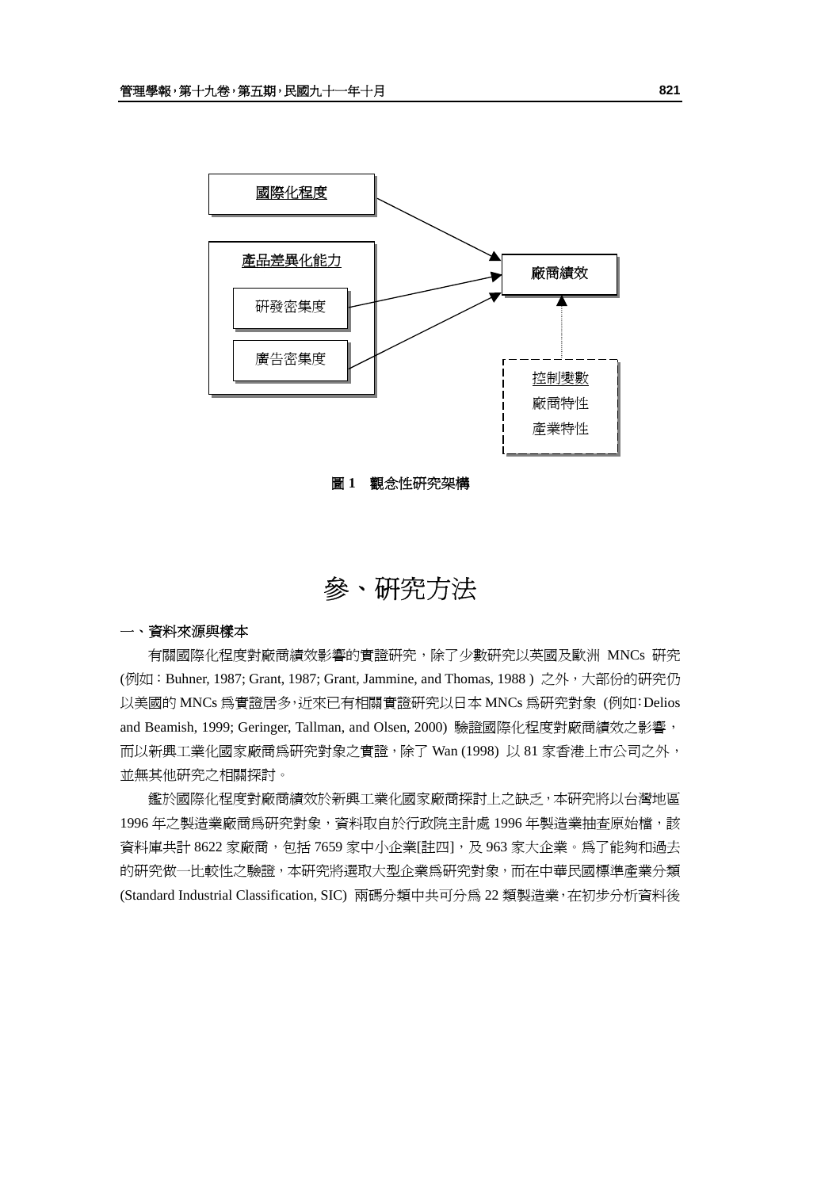國際化程度

產品差異化能力

研發密集度

廣告密集度

廠商績效

控制變數

廠商特性

產業特性

**圖 1　觀念性研究架構**

# 參、研究方法

## 一、資料來源與樣本

有關國際化程度對廠商績效影響的實證研究，除了少數研究以英國及歐洲 MNCs 研究 (例如：Buhner, 1987; Grant, 1987; Grant, Jammine, and Thomas, 1988 ) 之外，大部份的研究仍以美國的 MNCs 為實證居多，近來已有相關實證研究以日本 MNCs 為研究對象 (例如：Delios and Beamish, 1999; Geringer, Tallman, and Olsen, 2000) 驗證國際化程度對廠商績效之影響，而以新興工業化國家廠商為研究對象之實證，除了 Wan (1998) 以 81 家香港上市公司之外，並無其他研究之相關探討。

鑑於國際化程度對廠商績效於新興工業化國家廠商探討上之缺乏，本研究將以台灣地區 1996 年之製造業廠商為研究對象，資料取自於行政院主計處 1996 年製造業抽查原始檔，該資料庫共計 8622 家廠商，包括 7659 家中小企業[註四]，及 963 家大企業。為了能夠和過去的研究做一比較性之驗證，本研究將選取大型企業為研究對象，而在中華民國標準產業分類 (Standard Industrial Classification, SIC) 兩碼分類中共可分為 22 類製造業，在初步分析資料後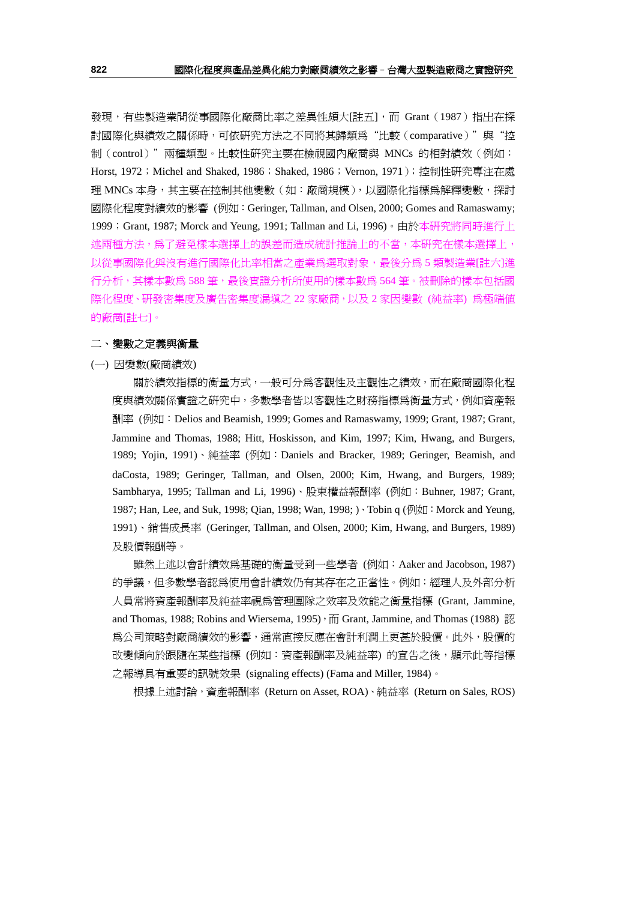發現，有些製造業間從事國際化廠商比率之差異性頗大[註五]，而 Grant（1987）指出在探討國際化與績效之關係時，可依研究方法之不同將其歸類為“比較（comparative）”與“控制（control）”兩種類型。比較性研究主要在檢視國內廠商與 MNCs 的相對績效（例如：Horst, 1972；Michel and Shaked, 1986；Shaked, 1986；Vernon, 1971）；控制性研究專注在處理 MNCs 本身，其主要在控制其他變數（如：廠商規模），以國際化指標為解釋變數，探討國際化程度對績效的影響 (例如：Geringer, Tallman, and Olsen, 2000; Gomes and Ramaswamy; 1999；Grant, 1987; Morck and Yeung, 1991; Tallman and Li, 1996)。由於本研究將同時進行上述兩種方法，為了避免樣本選擇上的誤差而造成統計推論上的不當，本研究在樣本選擇上，以從事國際化與沒有進行國際化比率相當之產業為選取對象，最後分為 5 類製造業[註六]進行分析，其樣本數為 588 筆，最後實證分析所使用的樣本數為 564 筆。被刪除的樣本包括國際化程度、研發密集度及廣告密集度漏填之 22 家廠商，以及 2 家因變數 (純益率) 為極端值的廠商[註七]。

## 二、變數之定義與衡量

### (一) 因變數(廠商績效)

關於績效指標的衡量方式，一般可分為客觀性及主觀性之績效，而在廠商國際化程度與績效關係實證之研究中，多數學者皆以客觀性之財務指標為衡量方式，例如資產報酬率 (例如：Delios and Beamish, 1999; Gomes and Ramaswamy, 1999; Grant, 1987; Grant, Jammine and Thomas, 1988; Hitt, Hoskisson, and Kim, 1997; Kim, Hwang, and Burgers, 1989; Yojin, 1991)、純益率 (例如：Daniels and Bracker, 1989; Geringer, Beamish, and daCosta, 1989; Geringer, Tallman, and Olsen, 2000; Kim, Hwang, and Burgers, 1989; Sambharya, 1995; Tallman and Li, 1996)、股東權益報酬率 (例如：Buhner, 1987; Grant, 1987; Han, Lee, and Suk, 1998; Qian, 1998; Wan, 1998; )、Tobin q (例如：Morck and Yeung, 1991)、銷售成長率 (Geringer, Tallman, and Olsen, 2000; Kim, Hwang, and Burgers, 1989) 及股價報酬等。

雖然上述以會計績效為基礎的衡量受到一些學者 (例如：Aaker and Jacobson, 1987) 的爭議，但多數學者認為使用會計績效仍有其存在之正當性。例如：經理人及外部分析人員常將資產報酬率及純益率視為管理團隊之效率及效能之衡量指標 (Grant, Jammine, and Thomas, 1988; Robins and Wiersema, 1995)，而 Grant, Jammine, and Thomas (1988) 認為公司策略對廠商績效的影響，通常直接反應在會計利潤上更甚於股價。此外，股價的改變傾向於跟隨在某些指標 (例如：資產報酬率及純益率) 的宣告之後，顯示此等指標之報導具有重要的訊號效果 (signaling effects) (Fama and Miller, 1984)。

根據上述討論，資產報酬率 (Return on Asset, ROA)、純益率 (Return on Sales, ROS)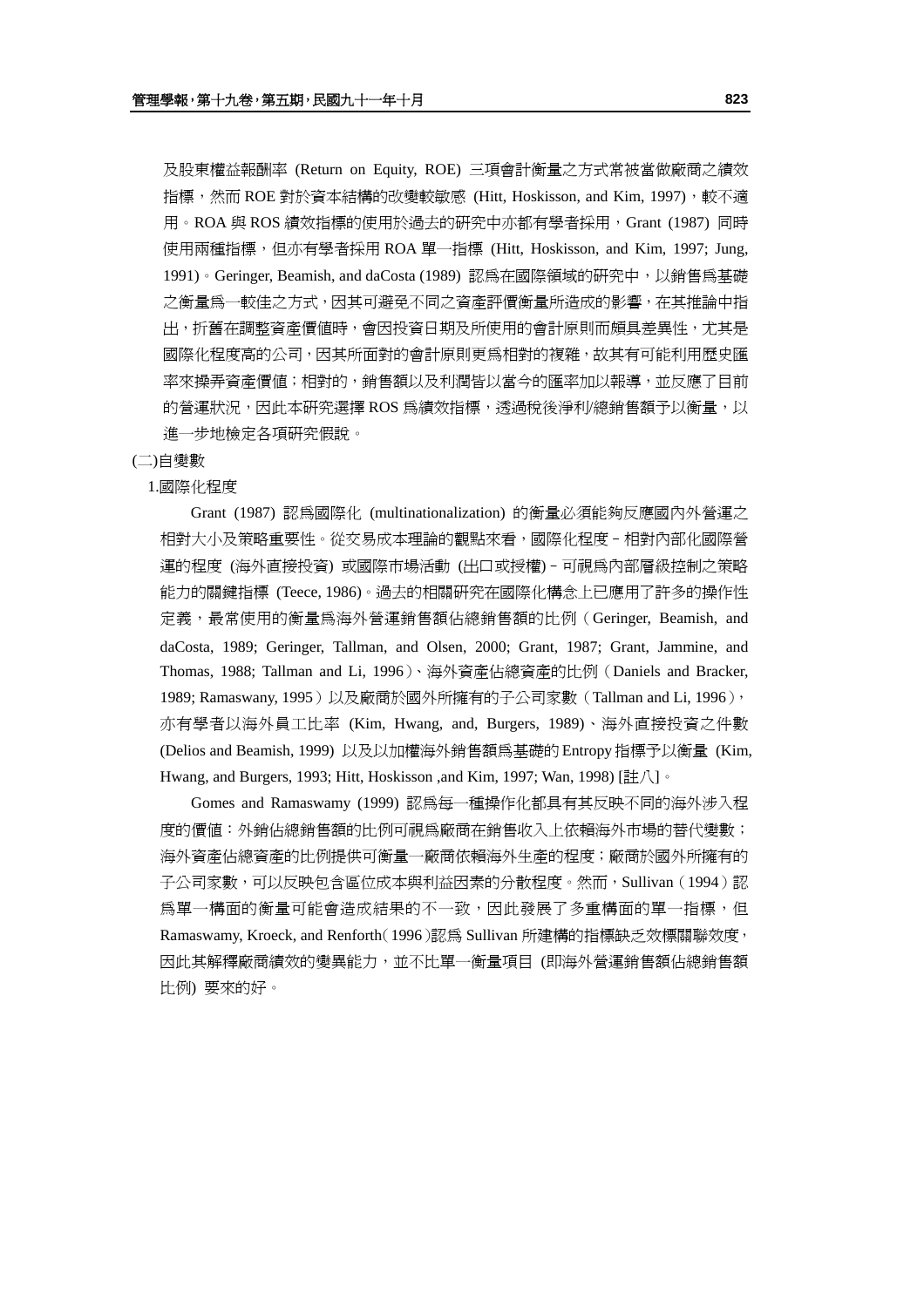及股東權益報酬率 (Return on Equity, ROE) 三項會計衡量之方式常被當做廠商之績效指標，然而 ROE 對於資本結構的改變較敏感 (Hitt, Hoskisson, and Kim, 1997)，較不適用。ROA 與 ROS 績效指標的使用於過去的研究中亦都有學者採用，Grant (1987) 同時使用兩種指標，但亦有學者採用 ROA 單一指標 (Hitt, Hoskisson, and Kim, 1997; Jung, 1991)。Geringer, Beamish, and daCosta (1989) 認為在國際領域的研究中，以銷售為基礎之衡量為一較佳之方式，因其可避免不同之資產評價衡量所造成的影響，在其推論中指出，折舊在調整資產價值時，會因投資日期及所使用的會計原則而頗具差異性，尤其是國際化程度高的公司，因其所面對的會計原則更為相對的複雜，故其有可能利用歷史匯率來操弄資產價值；相對的，銷售額以及利潤皆以當今的匯率加以報導，並反應了目前的營運狀況，因此本研究選擇 ROS 為績效指標，透過稅後淨利/總銷售額予以衡量，以進一步地檢定各項研究假說。

(二)自變數

1.國際化程度

Grant (1987) 認為國際化 (multinationalization) 的衡量必須能夠反應國內外營運之相對大小及策略重要性。從交易成本理論的觀點來看，國際化程度－相對內部化國際營運的程度 (海外直接投資) 或國際市場活動 (出口或授權)－可視為內部層級控制之策略能力的關鍵指標 (Teece, 1986)。過去的相關研究在國際化構念上已應用了許多的操作性定義，最常使用的衡量為海外營運銷售額佔總銷售額的比例（Geringer, Beamish, and daCosta, 1989; Geringer, Tallman, and Olsen, 2000; Grant, 1987; Grant, Jammine, and Thomas, 1988; Tallman and Li, 1996）、海外資產佔總資產的比例（Daniels and Bracker, 1989; Ramaswany, 1995）以及廠商於國外所擁有的子公司家數（Tallman and Li, 1996），亦有學者以海外員工比率 (Kim, Hwang, and, Burgers, 1989)、海外直接投資之件數 (Delios and Beamish, 1999) 以及以加權海外銷售額為基礎的 Entropy 指標予以衡量 (Kim, Hwang, and Burgers, 1993; Hitt, Hoskisson ,and Kim, 1997; Wan, 1998) [註八]。

Gomes and Ramaswamy (1999) 認為每一種操作化都具有其反映不同的海外涉入程度的價值：外銷佔總銷售額的比例可視為廠商在銷售收入上依賴海外市場的替代變數；海外資產佔總資產的比例提供可衡量一廠商依賴海外生產的程度；廠商於國外所擁有的子公司家數，可以反映包含區位成本與利益因素的分散程度。然而，Sullivan（1994）認為單一構面的衡量可能會造成結果的不一致，因此發展了多重構面的單一指標，但 Ramaswamy, Kroeck, and Renforth（1996）認為 Sullivan 所建構的指標缺乏效標關聯效度，因此其解釋廠商績效的變異能力，並不比單一衡量項目 (即海外營運銷售額佔總銷售額比例) 要來的好。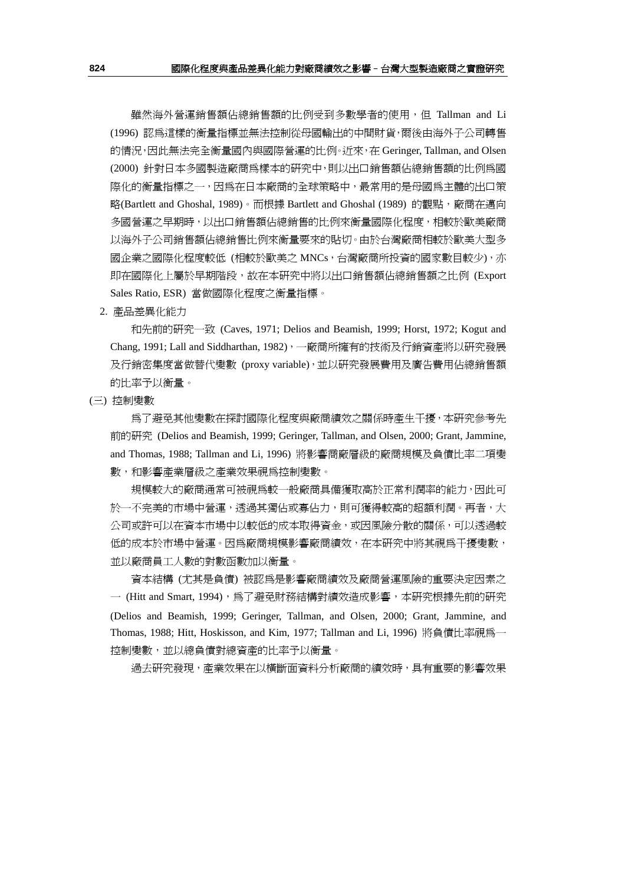雖然海外營運銷售額佔總銷售額的比例受到多數學者的使用，但 Tallman and Li (1996) 認爲這樣的衡量指標並無法控制從母國輸出的中間財貨，爾後由海外子公司轉售的情況，因此無法完全衡量國內與國際營運的比例。近來，在 Geringer, Tallman, and Olsen (2000) 針對日本多國製造廠商爲樣本的研究中，則以出口銷售額佔總銷售額的比例爲國際化的衡量指標之一，因爲在日本廠商的全球策略中，最常用的是母國爲主體的出口策略(Bartlett and Ghoshal, 1989)。而根據 Bartlett and Ghoshal (1989) 的觀點，廠商在邁向多國營運之早期時，以出口銷售額佔總銷售的比例來衡量國際化程度，相較於歐美廠商以海外子公司銷售額佔總銷售比例來衡量要來的貼切。由於台灣廠商相較於歐美大型多國企業之國際化程度較低 (相較於歐美之 MNCs，台灣廠商所投資的國家數目較少)，亦即在國際化上屬於早期階段，故在本研究中將以出口銷售額佔總銷售額之比例 (Export Sales Ratio, ESR) 當做國際化程度之衡量指標。

2. 產品差異化能力

和先前的研究一致 (Caves, 1971; Delios and Beamish, 1999; Horst, 1972; Kogut and Chang, 1991; Lall and Siddharthan, 1982)，一廠商所擁有的技術及行銷資產將以研究發展及行銷密集度當做替代變數 (proxy variable)，並以研究發展費用及廣告費用佔總銷售額的比率予以衡量。

(三) 控制變數

爲了避免其他變數在探討國際化程度與廠商績效之關係時產生干擾，本研究參考先前的研究 (Delios and Beamish, 1999; Geringer, Tallman, and Olsen, 2000; Grant, Jammine, and Thomas, 1988; Tallman and Li, 1996) 將影響商廠層級的廠商規模及負債比率二項變數，和影響產業層級之產業效果視爲控制變數。

規模較大的廠商通常可被視爲較一般廠商具備獲取高於正常利潤率的能力，因此可於一不完美的市場中營運，透過其獨佔或寡佔力，則可獲得較高的超額利潤。再者，大公司或許可以在資本市場中以較低的成本取得資金，或因風險分散的關係，可以透過較低的成本於市場中營運。因爲廠商規模影響廠商績效，在本研究中將其視爲干擾變數，並以廠商員工人數的對數函數加以衡量。

資本結構 (尤其是負債) 被認爲是影響廠商績效及廠商營運風險的重要決定因素之一 (Hitt and Smart, 1994)，爲了避免財務結構對績效造成影響，本研究根據先前的研究 (Delios and Beamish, 1999; Geringer, Tallman, and Olsen, 2000; Grant, Jammine, and Thomas, 1988; Hitt, Hoskisson, and Kim, 1977; Tallman and Li, 1996) 將負債比率視爲一控制變數，並以總負債對總資產的比率予以衡量。

過去研究發現，產業效果在以橫斷面資料分析廠商的績效時，具有重要的影響效果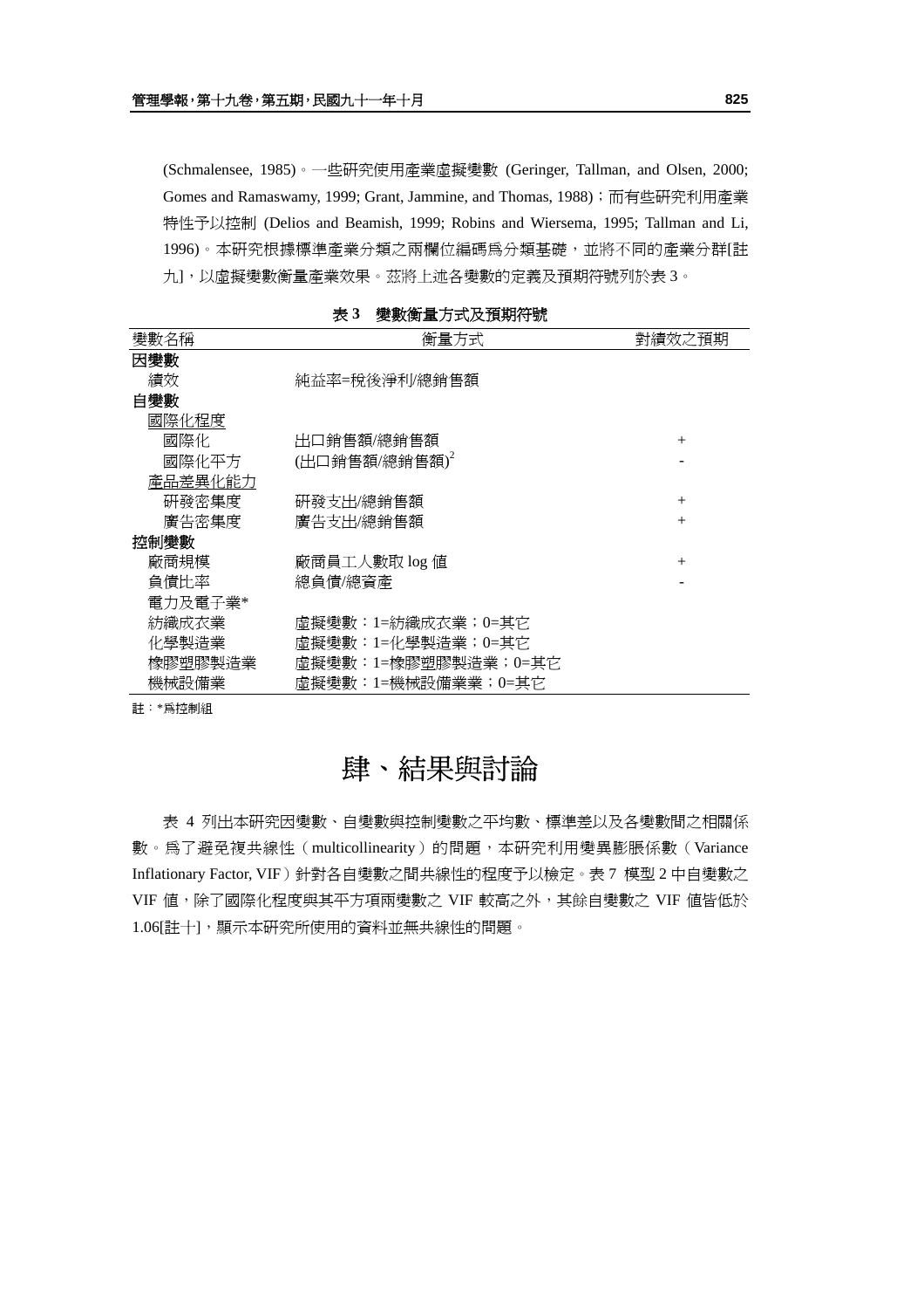(Schmalensee, 1985)。一些研究使用產業虛擬變數 (Geringer, Tallman, and Olsen, 2000; Gomes and Ramaswamy, 1999; Grant, Jammine, and Thomas, 1988)；而有些研究利用產業特性予以控制 (Delios and Beamish, 1999; Robins and Wiersema, 1995; Tallman and Li, 1996)。本研究根據標準產業分類之兩欄位編碼為分類基礎，並將不同的產業分群[註九]，以虛擬變數衡量產業效果。茲將上述各變數的定義及預期符號列於表 3。

**表 3　變數衡量方式及預期符號**

| 變數名稱 | 衡量方式 | 對績效之預期 |
|---|---|---|
| **因變數** | | |
| 績效 | 純益率=稅後淨利/總銷售額 | |
| **自變數** | | |
| 國際化程度 | | |
| 國際化 | 出口銷售額/總銷售額 | + |
| 國際化平方 | $(\text{出口銷售額/總銷售額})^2$ | - |
| 產品差異化能力 | | |
| 研發密集度 | 研發支出/總銷售額 | + |
| 廣告密集度 | 廣告支出/總銷售額 | + |
| **控制變數** | | |
| 廠商規模 | 廠商員工人數取 log 值 | + |
| 負債比率 | 總負債/總資產 | - |
| 電力及電子業* | | |
| 紡織成衣業 | 虛擬變數：1=紡織成衣業；0=其它 | |
| 化學製造業 | 虛擬變數：1=化學製造業；0=其它 | |
| 橡膠塑膠製造業 | 虛擬變數：1=橡膠塑膠製造業；0=其它 | |
| 機械設備業 | 虛擬變數：1=機械設備業業；0=其它 | |

註：*為控制組

# 肆、結果與討論

表 4 列出本研究因變數、自變數與控制變數之平均數、標準差以及各變數間之相關係數。為了避免複共線性（multicollinearity）的問題，本研究利用變異膨脹係數（Variance Inflationary Factor, VIF）針對各自變數之間共線性的程度予以檢定。表 7 模型 2 中自變數之 VIF 值，除了國際化程度與其平方項兩變數之 VIF 較高之外，其餘自變數之 VIF 值皆低於 1.06[註十]，顯示本研究所使用的資料並無共線性的問題。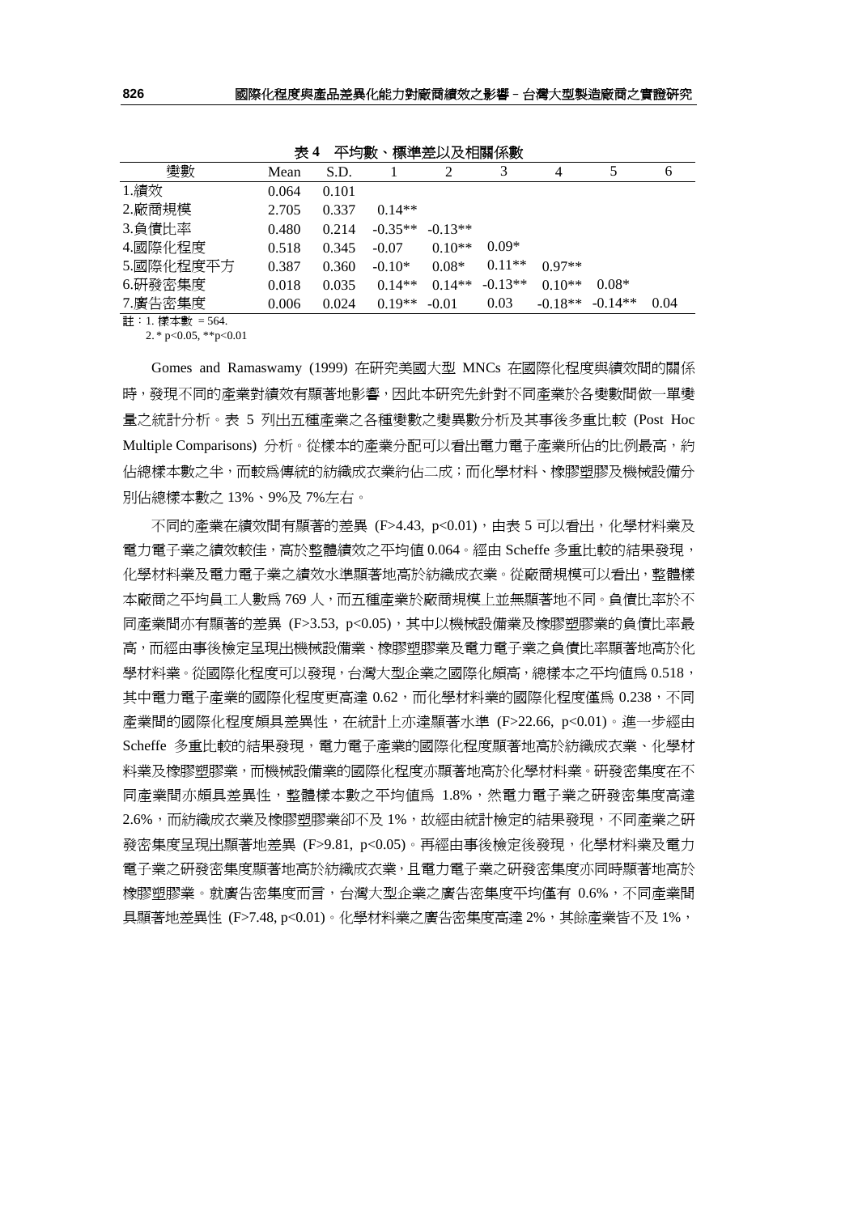表 4　平均數、標準差以及相關係數

| 變數 | Mean | S.D. | 1 | 2 | 3 | 4 | 5 | 6 |
|---|---|---|---|---|---|---|---|---|
| 1.績效 | 0.064 | 0.101 | | | | | | |
| 2.廠商規模 | 2.705 | 0.337 | 0.14** | | | | | |
| 3.負債比率 | 0.480 | 0.214 | -0.35** | -0.13** | | | | |
| 4.國際化程度 | 0.518 | 0.345 | -0.07 | 0.10** | 0.09* | | | |
| 5.國際化程度平方 | 0.387 | 0.360 | -0.10* | 0.08* | 0.11** | 0.97** | | |
| 6.研發密集度 | 0.018 | 0.035 | 0.14** | 0.14** | -0.13** | 0.10** | 0.08* | |
| 7.廣告密集度 | 0.006 | 0.024 | 0.19** | -0.01 | 0.03 | -0.18** | -0.14** | 0.04 |

註：1. 樣本數 = 564.
　　2. * p<0.05, **p<0.01

Gomes and Ramaswamy (1999) 在研究美國大型 MNCs 在國際化程度與績效間的關係時，發現不同的產業對績效有顯著地影響，因此本研究先針對不同產業於各變數間做一單變量之統計分析。表 5 列出五種產業之各種變數之變異數分析及其事後多重比較 (Post Hoc Multiple Comparisons) 分析。從樣本的產業分配可以看出電力電子產業所佔的比例最高，約佔總樣本數之半，而較為傳統的紡織成衣業約佔二成；而化學材料、橡膠塑膠及機械設備分別佔總樣本數之 13%、9%及 7%左右。

不同的產業在績效間有顯著的差異 ($F>4.43$, $p<0.01$)，由表 5 可以看出，化學材料業及電力電子業之績效較佳，高於整體績效之平均值 0.064。經由 Scheffe 多重比較的結果發現，化學材料業及電力電子業之績效水準顯著地高於紡織成衣業。從廠商規模可以看出，整體樣本廠商之平均員工人數為 769 人，而五種產業於廠商規模上並無顯著地不同。負債比率於不同產業間亦有顯著的差異 ($F>3.53$, $p<0.05$)，其中以機械設備業及橡膠塑膠業的負債比率最高，而經由事後檢定呈現出機械設備業、橡膠塑膠業及電力電子業之負債比率顯著地高於化學材料業。從國際化程度可以發現，台灣大型企業之國際化頗高，總樣本之平均值為 0.518，其中電力電子產業的國際化程度更高達 0.62，而化學材料業的國際化程度僅為 0.238，不同產業間的國際化程度頗具差異性，在統計上亦達顯著水準 ($F>22.66$, $p<0.01$)。進一步經由 Scheffe 多重比較的結果發現，電力電子產業的國際化程度顯著地高於紡織成衣業、化學材料業及橡膠塑膠業，而機械設備業的國際化程度亦顯著地高於化學材料業。研發密集度在不同產業間亦頗具差異性，整體樣本數之平均值為 1.8%，然電力電子業之研發密集度高達 2.6%，而紡織成衣業及橡膠塑膠業卻不及 1%，故經由統計檢定的結果發現，不同產業之研發密集度呈現出顯著地差異 ($F>9.81$, $p<0.05$)。再經由事後檢定後發現，化學材料業及電力電子業之研發密集度顯著地高於紡織成衣業，且電力電子業之研發密集度亦同時顯著地高於橡膠塑膠業。就廣告密集度而言，台灣大型企業之廣告密集度平均僅有 0.6%，不同產業間具顯著地差異性 ($F>7.48$, $p<0.01$)。化學材料業之廣告密集度高達 2%，其餘產業皆不及 1%，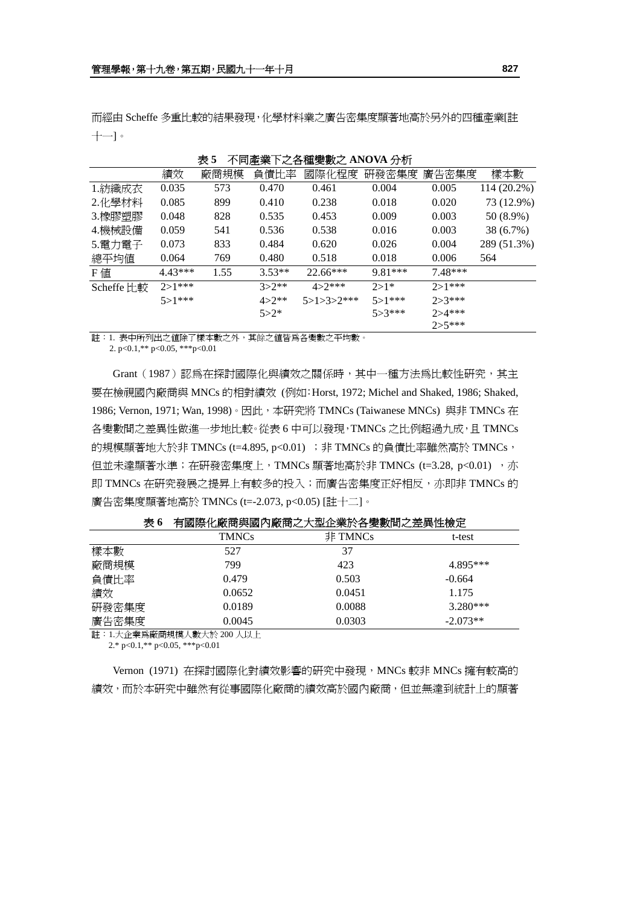而經由 Scheffe 多重比較的結果發現，化學材料業之廣告密集度顯著地高於另外的四種產業[註十一]。

**表 5　不同產業下之各種變數之 ANOVA 分析**

| | 績效 | 廠商規模 | 負債比率 | 國際化程度 | 研發密集度 | 廣告密集度 | 樣本數 |
|---|---|---|---|---|---|---|---|
| 1.紡織成衣 | 0.035 | 573 | 0.470 | 0.461 | 0.004 | 0.005 | 114 (20.2%) |
| 2.化學材料 | 0.085 | 899 | 0.410 | 0.238 | 0.018 | 0.020 | 73 (12.9%) |
| 3.橡膠塑膠 | 0.048 | 828 | 0.535 | 0.453 | 0.009 | 0.003 | 50 (8.9%) |
| 4.機械設備 | 0.059 | 541 | 0.536 | 0.538 | 0.016 | 0.003 | 38 (6.7%) |
| 5.電力電子 | 0.073 | 833 | 0.484 | 0.620 | 0.026 | 0.004 | 289 (51.3%) |
| 總平均值 | 0.064 | 769 | 0.480 | 0.518 | 0.018 | 0.006 | 564 |
| F 值 | 4.43*** | 1.55 | 3.53** | 22.66*** | 9.81*** | 7.48*** | |
| Scheffe 比較 | 2>1*** | | 3>2** | 4>2*** | 2>1* | 2>1*** | |
| | 5>1*** | | 4>2** | 5>1>3>2*** | 5>1*** | 2>3*** | |
| | | | 5>2* | | 5>3*** | 2>4*** | |
| | | | | | | 2>5*** | |

註：1. 表中所列出之值除了樣本數之外，其餘之值皆爲各變數之平均數。
　　2. p<0.1,** p<0.05, ***p<0.01

Grant（1987）認爲在探討國際化與績效之關係時，其中一種方法爲比較性研究，其主要在檢視國內廠商與 MNCs 的相對績效（例如：Horst, 1972; Michel and Shaked, 1986; Shaked, 1986; Vernon, 1971; Wan, 1998）。因此，本研究將 TMNCs (Taiwanese MNCs) 與非 TMNCs 在各變數間之差異性做進一步地比較。從表 6 中可以發現，TMNCs 之比例超過九成，且 TMNCs 的規模顯著地大於非 TMNCs (t=4.895, p<0.01)；非 TMNCs 的負債比率雖然高於 TMNCs，但並未達顯著水準；在研發密集度上，TMNCs 顯著地高於非 TMNCs (t=3.28, p<0.01)，亦即 TMNCs 在研究發展之提昇上有較多的投入；而廣告密集度正好相反，亦即非 TMNCs 的廣告密集度顯著地高於 TMNCs (t=-2.073, p<0.05) [註十二]。

**表 6　有國際化廠商與國內廠商之大型企業於各變數間之差異性檢定**

| | TMNCs | 非 TMNCs | t-test |
|---|---|---|---|
| 樣本數 | 527 | 37 | |
| 廠商規模 | 799 | 423 | 4.895*** |
| 負債比率 | 0.479 | 0.503 | -0.664 |
| 績效 | 0.0652 | 0.0451 | 1.175 |
| 研發密集度 | 0.0189 | 0.0088 | 3.280*** |
| 廣告密集度 | 0.0045 | 0.0303 | -2.073** |

註：1.大企業爲廠商規模人數大於 200 人以上
　　2.* p<0.1,** p<0.05, ***p<0.01

Vernon (1971) 在探討國際化對績效影響的研究中發現，MNCs 較非 MNCs 擁有較高的績效，而於本研究中雖然有從事國際化廠商的績效高於國內廠商，但並無達到統計上的顯著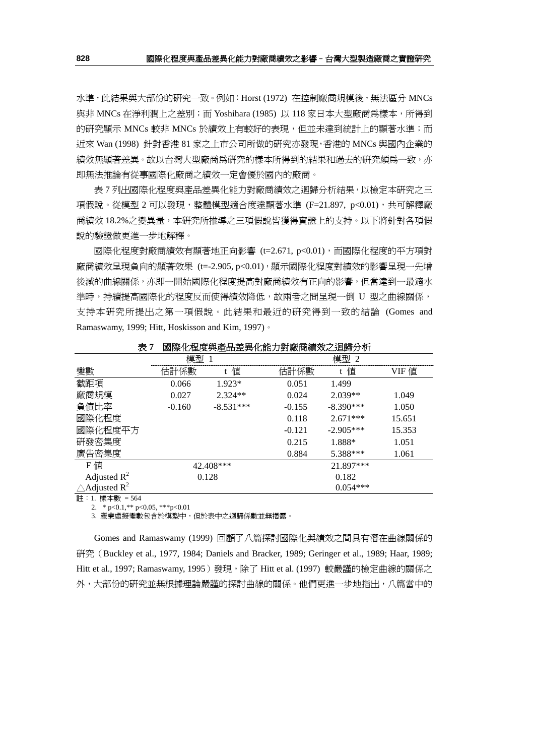水準，此結果與大部份的研究一致。例如：Horst (1972) 在控制廠商規模後，無法區分 MNCs 與非 MNCs 在淨利潤上之差別；而 Yoshihara (1985) 以 118 家日本大型廠商為樣本，所得到的研究顯示 MNCs 較非 MNCs 於績效上有較好的表現，但並未達到統計上的顯著水準；而近來 Wan (1998) 針對香港 81 家之上市公司所做的研究亦發現，香港的 MNCs 與國內企業的績效無顯著差異。故以台灣大型廠商為研究的樣本所得到的結果和過去的研究頗為一致，亦即無法推論有從事國際化廠商之績效一定會優於國內的廠商。

表 7 列出國際化程度與產品差異化能力對廠商績效之迴歸分析結果，以檢定本研究之三項假說。從模型 2 可以發現，整體模型適合度達顯著水準 (F=21.897, p<0.01)，共可解釋廠商績效 18.2%之變異量，本研究所推導之三項假說皆獲得實證上的支持。以下將針對各項假說的驗證做更進一步地解釋。

國際化程度對廠商績效有顯著地正向影響 (t=2.671, p<0.01)，而國際化程度的平方項對廠商績效呈現負向的顯著效果 (t=-2.905, p<0.01)，顯示國際化程度對績效的影響呈現一先增後減的曲線關係，亦即一開始國際化程度提高對廠商績效有正向的影響，但當達到一最適水準時，持續提高國際化的程度反而使得績效降低，故兩者之間呈現一倒 U 型之曲線關係，支持本研究所提出之第一項假說。此結果和最近的研究得到一致的結論 (Gomes and Ramaswamy, 1999; Hitt, Hoskisson and Kim, 1997)。

**表 7　國際化程度與產品差異化能力對廠商績效之迴歸分析**

| | 模型 1 | | 模型 2 | | |
|---|---|---|---|---|---|
| 變數 | 估計係數 | t 值 | 估計係數 | t 值 | VIF 值 |
| 截距項 | 0.066 | 1.923* | 0.051 | 1.499 | |
| 廠商規模 | 0.027 | 2.324** | 0.024 | 2.039** | 1.049 |
| 負債比率 | -0.160 | -8.531*** | -0.155 | -8.390*** | 1.050 |
| 國際化程度 | | | 0.118 | 2.671*** | 15.651 |
| 國際化程度平方 | | | -0.121 | -2.905*** | 15.353 |
| 研發密集度 | | | 0.215 | 1.888* | 1.051 |
| 廣告密集度 | | | 0.884 | 5.388*** | 1.061 |
| F 值 | 42.408*** | | 21.897*** | | |
| Adjusted $R^2$ | 0.128 | | 0.182 | | |
| $\triangle$Adjusted $R^2$ | | | 0.054*** | | |

註：1. 樣本數 = 564
2. * p<0.1,** p<0.05, ***p<0.01
3. 產業虛擬變數包含於模型中，但於表中之迴歸係數並無揭露。

Gomes and Ramaswamy (1999) 回顧了八篇探討國際化與績效之間具有潛在曲線關係的研究（Buckley et al., 1977, 1984; Daniels and Bracker, 1989; Geringer et al., 1989; Haar, 1989; Hitt et al., 1997; Ramaswamy, 1995）發現，除了 Hitt et al. (1997) 較嚴謹的檢定曲線的關係之外，大部份的研究並無根據理論嚴謹的探討曲線的關係。他們更進一步地指出，八篇當中的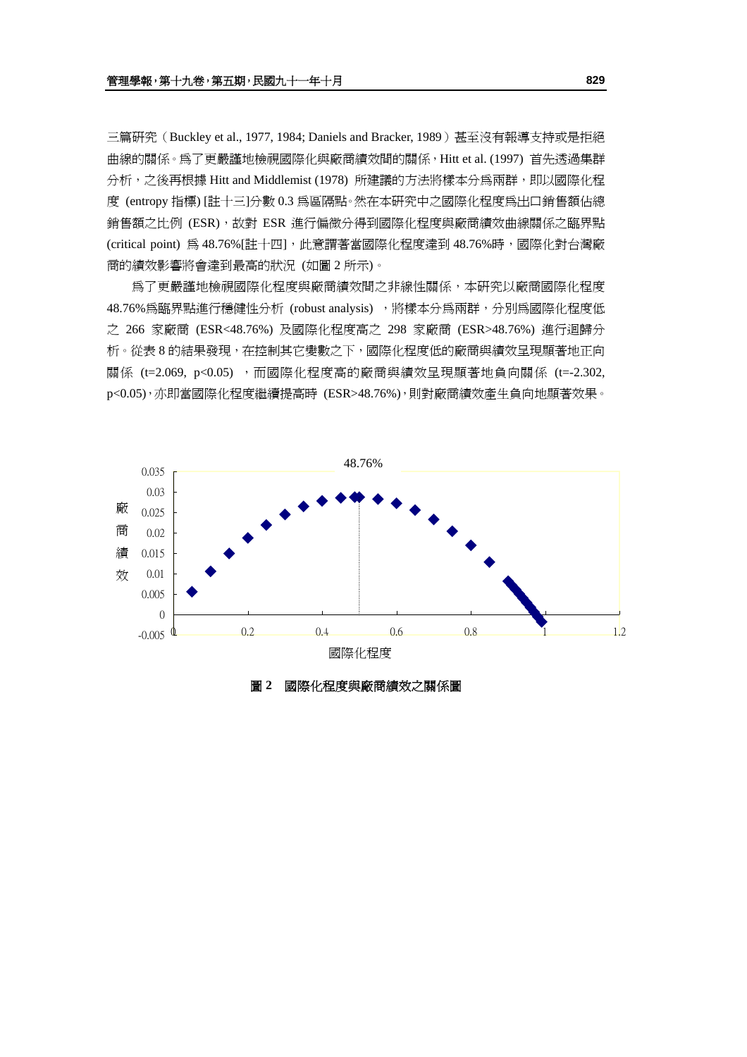三篇研究（Buckley et al., 1977, 1984; Daniels and Bracker, 1989）甚至沒有報導支持或是拒絕曲線的關係。爲了更嚴謹地檢視國際化與廠商績效間的關係，Hitt et al. (1997) 首先透過集群分析，之後再根據 Hitt and Middlemist (1978) 所建議的方法將樣本分爲兩群，即以國際化程度 (entropy 指標) [註十三]分數 0.3 爲區隔點。然在本研究中之國際化程度爲出口銷售額佔總銷售額之比例 (ESR)，故對 ESR 進行偏微分得到國際化程度與廠商績效曲線關係之臨界點 (critical point) 爲 48.76%[註十四]，此意謂著當國際化程度達到 48.76%時，國際化對台灣廠商的績效影響將會達到最高的狀況 (如圖 2 所示)。

爲了更嚴謹地檢視國際化程度與廠商績效間之非線性關係，本研究以廠商國際化程度 48.76%爲臨界點進行穩健性分析 (robust analysis) ，將樣本分爲兩群，分別爲國際化程度低之 266 家廠商 (ESR<48.76%) 及國際化程度高之 298 家廠商 (ESR>48.76%) 進行迴歸分析。從表 8 的結果發現，在控制其它變數之下，國際化程度低的廠商與績效呈現顯著地正向關係 ($t=2.069$, $p<0.05$) ，而國際化程度高的廠商與績效呈現顯著地負向關係 ($t=-2.302$, $p<0.05$)，亦即當國際化程度繼續提高時 (ESR>48.76%)，則對廠商績效產生負向地顯著效果。

圖 2　國際化程度與廠商績效之關係圖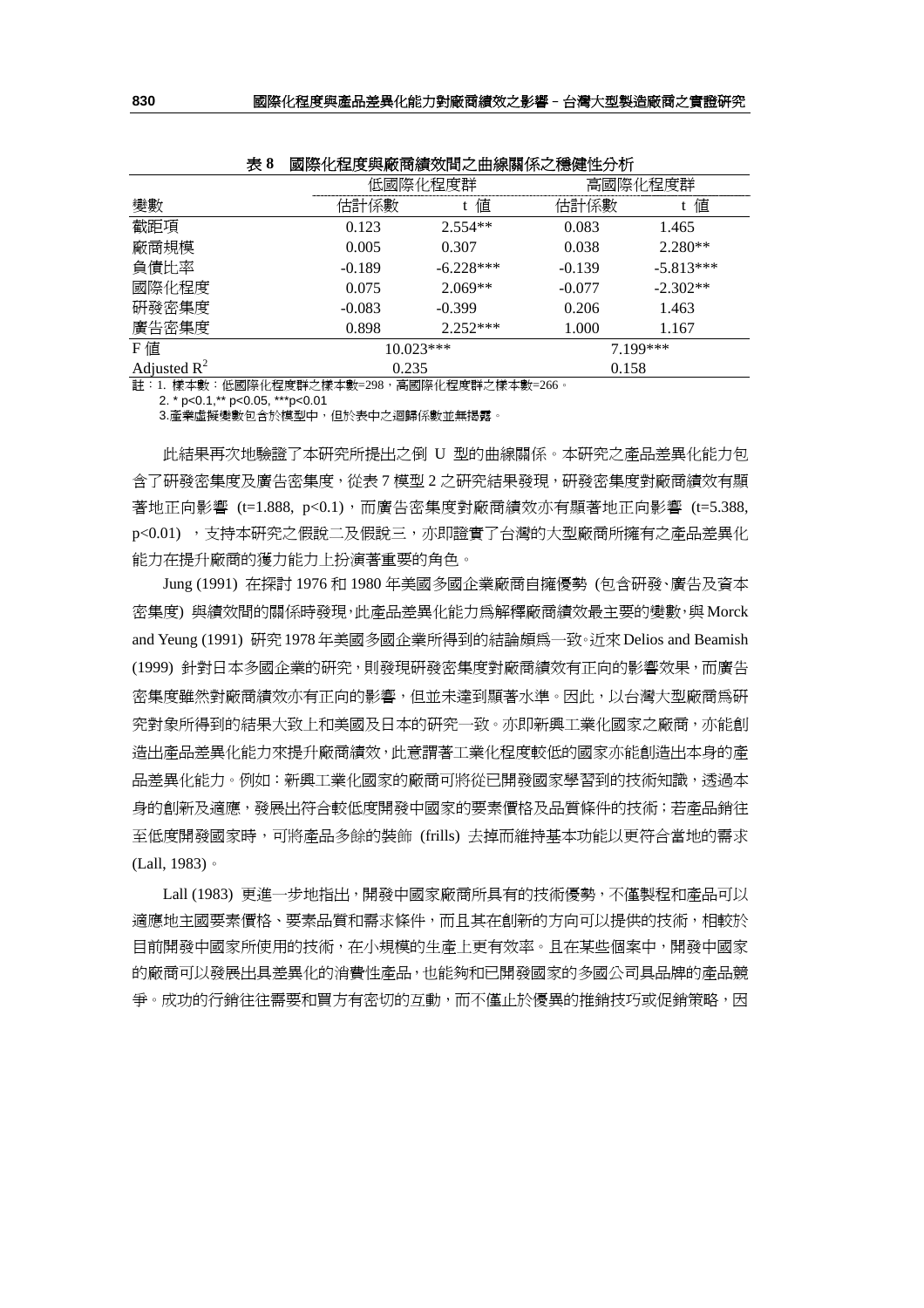表 8　國際化程度與廠商績效間之曲線關係之穩健性分析

| 變數 | 低國際化程度群 | | 高國際化程度群 | |
|---|---|---|---|---|
| | 估計係數 | t 值 | 估計係數 | t 值 |
| 截距項 | 0.123 | 2.554** | 0.083 | 1.465 |
| 廠商規模 | 0.005 | 0.307 | 0.038 | 2.280** |
| 負債比率 | -0.189 | -6.228*** | -0.139 | -5.813*** |
| 國際化程度 | 0.075 | 2.069** | -0.077 | -2.302** |
| 研發密集度 | -0.083 | -0.399 | 0.206 | 1.463 |
| 廣告密集度 | 0.898 | 2.252*** | 1.000 | 1.167 |
| F 值 | 10.023*** | | 7.199*** | |
| Adjusted $R^2$ | 0.235 | | 0.158 | |

註：1. 樣本數：低國際化程度群之樣本數=298，高國際化程度群之樣本數=266。
2. * p<0.1,** p<0.05, ***p<0.01
3.產業虛擬變數包含於模型中，但於表中之迴歸係數並無揭露。

此結果再次地驗證了本研究所提出之倒 U 型的曲線關係。本研究之產品差異化能力包含了研發密集度及廣告密集度，從表 7 模型 2 之研究結果發現，研發密集度對廠商績效有顯著地正向影響 (t=1.888, p<0.1)，而廣告密集度對廠商績效亦有顯著地正向影響 (t=5.388, p<0.01) ，支持本研究之假說二及假說三，亦即證實了台灣的大型廠商所擁有之產品差異化能力在提升廠商的獲力能力上扮演著重要的角色。

Jung (1991) 在探討 1976 和 1980 年美國多國企業廠商自擁優勢 (包含研發、廣告及資本密集度) 與績效間的關係時發現，此產品差異化能力為解釋廠商績效最主要的變數，與 Morck and Yeung (1991) 研究 1978 年美國多國企業所得到的結論頗為一致。近來 Delios and Beamish (1999) 針對日本多國企業的研究，則發現研發密集度對廠商績效有正向的影響效果，而廣告密集度雖然對廠商績效亦有正向的影響，但並未達到顯著水準。因此，以台灣大型廠商為研究對象所得到的結果大致上和美國及日本的研究一致。亦即新興工業化國家之廠商，亦能創造出產品差異化能力來提升廠商績效，此意謂著工業化程度較低的國家亦能創造出本身的產品差異化能力。例如：新興工業化國家的廠商可將從已開發國家學習到的技術知識，透過本身的創新及適應，發展出符合較低度開發中國家的要素價格及品質條件的技術；若產品銷往至低度開發國家時，可將產品多餘的裝飾 (frills) 去掉而維持基本功能以更符合當地的需求 (Lall, 1983)。

Lall (1983) 更進一步地指出，開發中國家廠商所具有的技術優勢，不僅製程和產品可以適應地主國要素價格、要素品質和需求條件，而且其在創新的方向可以提供的技術，相較於目前開發中國家所使用的技術，在小規模的生產上更有效率。且在某些個案中，開發中國家的廠商可以發展出具差異化的消費性產品，也能夠和已開發國家的多國公司具品牌的產品競爭。成功的行銷往往需要和買方有密切的互動，而不僅止於優異的推銷技巧或促銷策略，因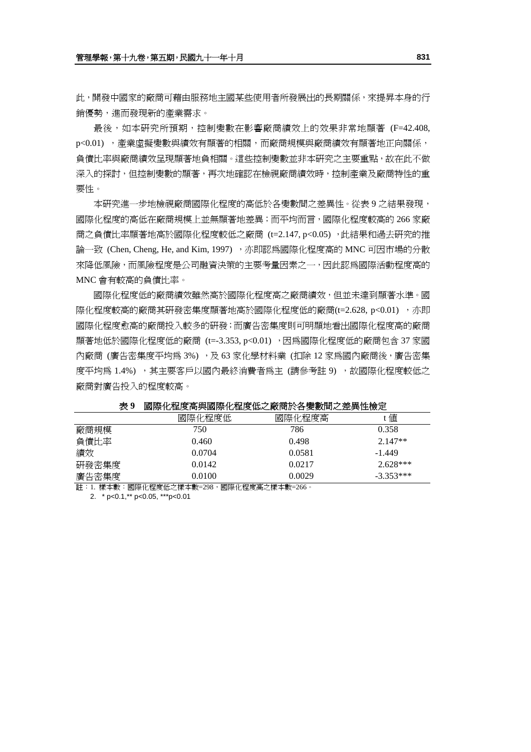此，開發中國家的廠商可藉由服務地主國某些使用者所發展出的長期關係，來提昇本身的行銷優勢，進而發現新的產業需求。

最後，如本研究所預期，控制變數在影響廠商績效上的效果非常地顯著 ($F=42.408$, $p<0.01$) ，產業虛擬變數與績效有顯著的相關，而廠商規模與廠商績效有顯著地正向關係，負債比率與廠商績效呈現顯著地負相關。這些控制變數並非本研究之主要重點，故在此不做深入的探討，但控制變數的顯著，再次地確認在檢視廠商績效時，控制產業及廠商特性的重要性。

本研究進一步地檢視廠商國際化程度的高低於各變數間之差異性。從表 9 之結果發現，國際化程度的高低在廠商規模上並無顯著地差異；而平均而言，國際化程度較高的 266 家廠商之負債比率顯著地高於國際化程度較低之廠商 ($t=2.147$, $p<0.05$) ，此結果和過去研究的推論一致 (Chen, Cheng, He, and Kim, 1997) ，亦即認為國際化程度高的 MNC 可因市場的分散來降低風險，而風險程度是公司融資決策的主要考量因素之一，因此認為國際活動程度高的 MNC 會有較高的負債比率。

國際化程度低的廠商績效雖然高於國際化程度高之廠商績效，但並未達到顯著水準。國際化程度較高的廠商其研發密集度顯著地高於國際化程度低的廠商($t=2.628$, $p<0.01$) ，亦即國際化程度愈高的廠商投入較多的研發；而廣告密集度則可明顯地看出國際化程度高的廠商顯著地低於國際化程度低的廠商 ($t=-3.353$, $p<0.01$) ，因為國際化程度低的廠商包含 37 家國內廠商 (廣告密集度平均為 3%) ，及 63 家化學材料業 (扣除 12 家為國內廠商後，廣告密集度平均為 1.4%) ，其主要客戶以國內最終消費者為主 (請參考註 9) ，故國際化程度較低之廠商對廣告投入的程度較高。

**表 9　國際化程度高與國際化程度低之廠商於各變數間之差異性檢定**

| | 國際化程度低 | 國際化程度高 | t 值 |
|---|---|---|---|
| 廠商規模 | 750 | 786 | 0.358 |
| 負債比率 | 0.460 | 0.498 | 2.147** |
| 績效 | 0.0704 | 0.0581 | -1.449 |
| 研發密集度 | 0.0142 | 0.0217 | 2.628*** |
| 廣告密集度 | 0.0100 | 0.0029 | -3.353*** |

註：1. 樣本數：國際化程度低之樣本數=298，國際化程度高之樣本數=266。

2. * p<0.1,** p<0.05, ***p<0.01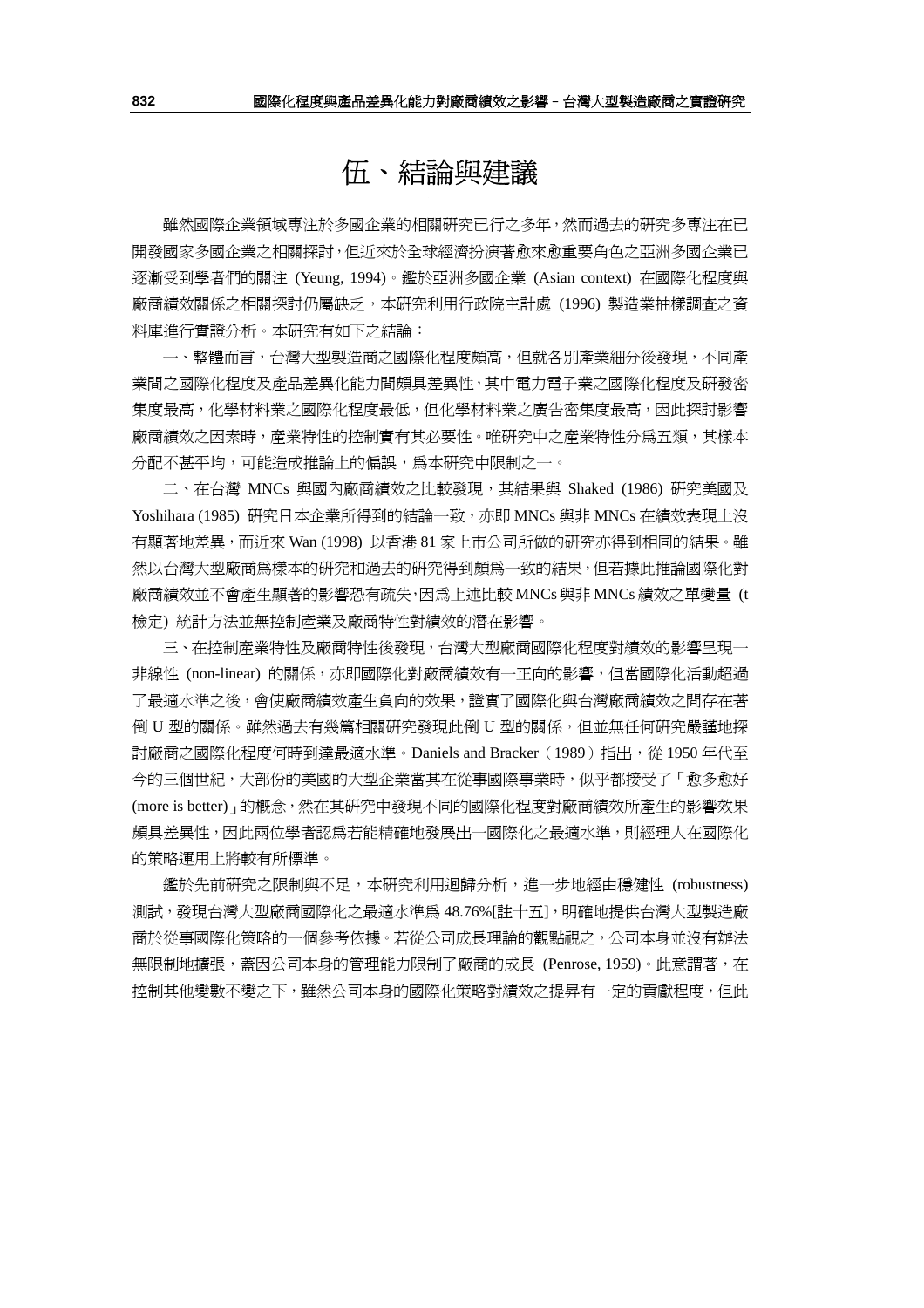# 伍、結論與建議

雖然國際企業領域專注於多國企業的相關研究已行之多年，然而過去的研究多專注在已開發國家多國企業之相關探討，但近來於全球經濟扮演著愈來愈重要角色之亞洲多國企業已逐漸受到學者們的關注 (Yeung, 1994)。鑑於亞洲多國企業 (Asian context) 在國際化程度與廠商績效關係之相關探討仍屬缺乏，本研究利用行政院主計處 (1996) 製造業抽樣調查之資料庫進行實證分析。本研究有如下之結論：

一、整體而言，台灣大型製造商之國際化程度頗高，但就各別產業細分後發現，不同產業間之國際化程度及產品差異化能力間頗具差異性，其中電力電子業之國際化程度及研發密集度最高，化學材料業之國際化程度最低，但化學材料業之廣告密集度最高，因此探討影響廠商績效之因素時，產業特性的控制實有其必要性。唯研究中之產業特性分為五類，其樣本分配不甚平均，可能造成推論上的偏誤，為本研究中限制之一。

二、在台灣 MNCs 與國內廠商績效之比較發現，其結果與 Shaked (1986) 研究美國及 Yoshihara (1985) 研究日本企業所得到的結論一致，亦即 MNCs 與非 MNCs 在績效表現上沒有顯著地差異，而近來 Wan (1998) 以香港 81 家上市公司所做的研究亦得到相同的結果。雖然以台灣大型廠商為樣本的研究和過去的研究得到頗為一致的結果，但若據此推論國際化對廠商績效並不會產生顯著的影響恐有疏失，因為上述比較 MNCs 與非 MNCs 績效之單變量 (t 檢定) 統計方法並無控制產業及廠商特性對績效的潛在影響。

三、在控制產業特性及廠商特性後發現，台灣大型廠商國際化程度對績效的影響呈現一非線性 (non-linear) 的關係，亦即國際化對廠商績效有一正向的影響，但當國際化活動超過了最適水準之後，會使廠商績效產生負向的效果，證實了國際化與台灣廠商績效之間存在著倒 U 型的關係。雖然過去有幾篇相關研究發現此倒 U 型的關係，但並無任何研究嚴謹地探討廠商之國際化程度何時到達最適水準。Daniels and Bracker（1989）指出，從 1950 年代至今的三個世紀，大部份的美國的大型企業當其在從事國際事業時，似乎都接受了「愈多愈好 (more is better)」的概念，然在其研究中發現不同的國際化程度對廠商績效所產生的影響效果頗具差異性，因此兩位學者認為若能精確地發展出一國際化之最適水準，則經理人在國際化的策略運用上將較有所標準。

鑑於先前研究之限制與不足，本研究利用迴歸分析，進一步地經由穩健性 (robustness) 測試，發現台灣大型廠商國際化之最適水準為 48.76%[註十五]，明確地提供台灣大型製造廠商於從事國際化策略的一個參考依據。若從公司成長理論的觀點視之，公司本身並沒有辦法無限制地擴張，蓋因公司本身的管理能力限制了廠商的成長 (Penrose, 1959)。此意謂著，在控制其他變數不變之下，雖然公司本身的國際化策略對績效之提昇有一定的貢獻程度，但此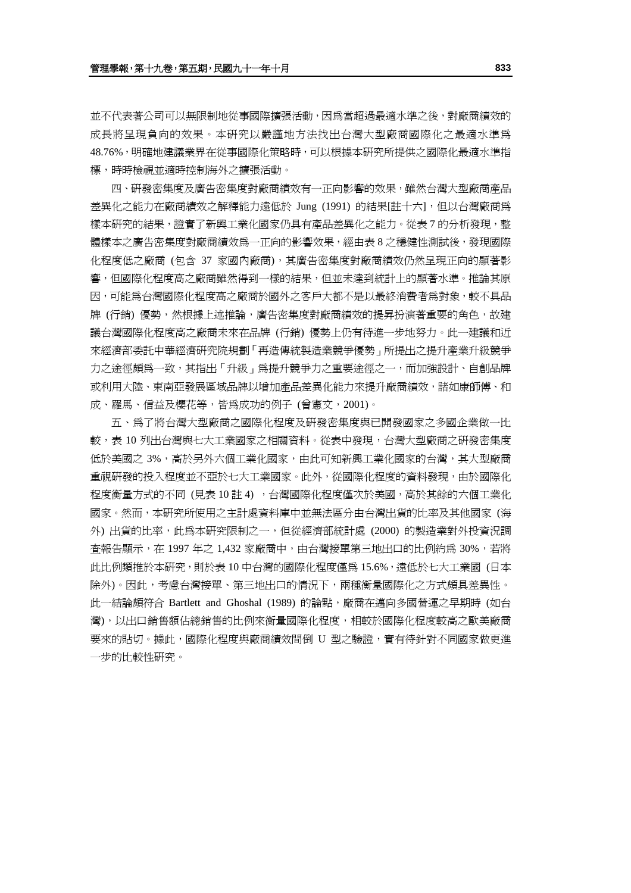並不代表著公司可以無限制地從事國際擴張活動，因爲當超過最適水準之後，對廠商績效的成長將呈現負向的效果。本研究以嚴謹地方法找出台灣大型廠商國際化之最適水準爲 48.76%，明確地建議業界在從事國際化策略時，可以根據本研究所提供之國際化最適水準指標，時時檢視並適時控制海外之擴張活動。

四、研發密集度及廣告密集度對廠商績效有一正向影響的效果，雖然台灣大型廠商產品差異化之能力在廠商績效之解釋能力遠低於 Jung (1991) 的結果[註十六]，但以台灣廠商爲樣本研究的結果，證實了新興工業化國家仍具有產品差異化之能力。從表 7 的分析發現，整體樣本之廣告密集度對廠商績效爲一正向的影響效果，經由表 8 之穩健性測試後，發現國際化程度低之廠商 (包含 37 家國內廠商)，其廣告密集度對廠商績效仍然呈現正向的顯著影響，但國際化程度高之廠商雖然得到一樣的結果，但並未達到統計上的顯著水準。推論其原因，可能爲台灣國際化程度高之廠商於國外之客戶大都不是以最終消費者爲對象，較不具品牌 (行銷) 優勢，然根據上述推論，廣告密集度對廠商績效的提昇扮演著重要的角色，故建議台灣國際化程度高之廠商未來在品牌 (行銷) 優勢上仍有待進一步地努力。此一建議和近來經濟部委託中華經濟研究院規劃「再造傳統製造業競爭優勢」所提出之提升產業升級競爭力之途徑頗爲一致，其指出「升級」爲提升競爭力之重要途徑之一，而加強設計、自創品牌或利用大陸、東南亞發展區域品牌以增加產品差異化能力來提升廠商績效，諸如康師傅、和成、羅馬、信益及櫻花等，皆爲成功的例子 (曾憲文，2001)。

五、爲了將台灣大型廠商之國際化程度及研發密集度與已開發國家之多國企業做一比較，表 10 列出台灣與七大工業國家之相關資料。從表中發現，台灣大型廠商之研發密集度低於美國之 3%，高於另外六個工業化國家，由此可知新興工業化國家的台灣，其大型廠商重視研發的投入程度並不亞於七大工業國家。此外，從國際化程度的資料發現，由於國際化程度衡量方式的不同 (見表 10 註 4) ，台灣國際化程度僅次於美國，高於其餘的六個工業化國家。然而，本研究所使用之主計處資料庫中並無法區分由台灣出貨的比率及其他國家 (海外) 出貨的比率，此爲本研究限制之一，但從經濟部統計處 (2000) 的製造業對外投資況調查報告顯示，在 1997 年之 1,432 家廠商中，由台灣接單第三地出口的比例約爲 30%，若將此比例類推於本研究，則於表 10 中台灣的國際化程度僅爲 15.6%，遠低於七大工業國 (日本除外)。因此，考慮台灣接單、第三地出口的情況下，兩種衡量國際化之方式頗具差異性。此一結論頗符合 Bartlett and Ghoshal (1989) 的論點，廠商在邁向多國營運之早期時 (如台灣)，以出口銷售額佔總銷售的比例來衡量國際化程度，相較於國際化程度較高之歐美廠商要來的貼切。據此，國際化程度與廠商績效間倒 U 型之驗證，實有待針對不同國家做更進一步的比較性研究。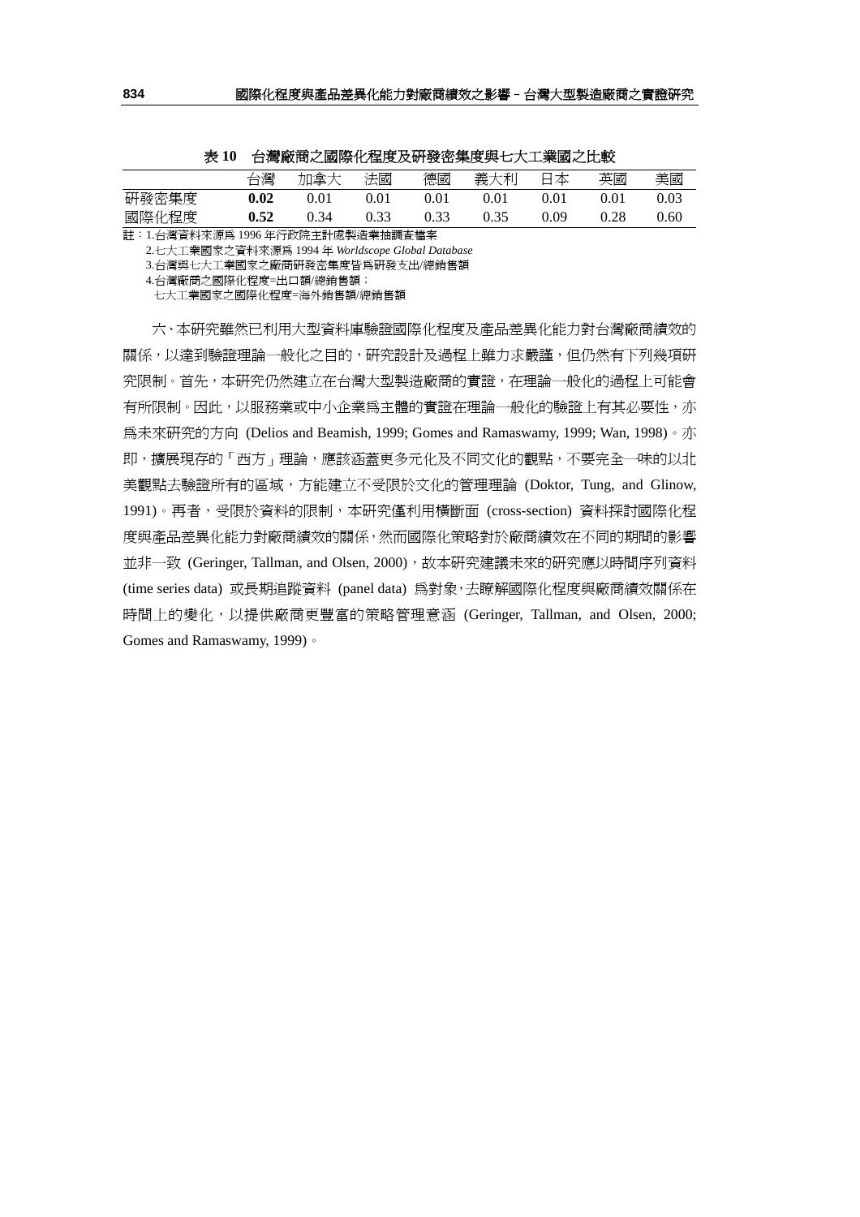表 10　台灣廠商之國際化程度及研發密集度與七大工業國之比較

| | 台灣 | 加拿大 | 法國 | 德國 | 義大利 | 日本 | 英國 | 美國 |
|---|---|---|---|---|---|---|---|---|
| 研發密集度 | **0.02** | 0.01 | 0.01 | 0.01 | 0.01 | 0.01 | 0.01 | 0.03 |
| 國際化程度 | **0.52** | 0.34 | 0.33 | 0.33 | 0.35 | 0.09 | 0.28 | 0.60 |

註：1.台灣資料來源爲 1996 年行政院主計處製造業抽調查檔案
　　2.七大工業國家之資料來源爲 1994 年 *Worldscope Global Database*
　　3.台灣與七大工業國家之廠商研發密集度皆爲研發支出/總銷售額
　　4.台灣廠商之國際化程度=出口額/總銷售額；
　　　七大工業國家之國際化程度=海外銷售額/總銷售額

六、本研究雖然已利用大型資料庫驗證國際化程度及產品差異化能力對台灣廠商績效的關係，以達到驗證理論一般化之目的，研究設計及過程上雖力求嚴謹，但仍然有下列幾項研究限制。首先，本研究仍然建立在台灣大型製造廠商的實證，在理論一般化的過程上可能會有所限制。因此，以服務業或中小企業爲主體的實證在理論一般化的驗證上有其必要性，亦爲未來研究的方向 (Delios and Beamish, 1999; Gomes and Ramaswamy, 1999; Wan, 1998)。亦即，擴展現存的「西方」理論，應該涵蓋更多元化及不同文化的觀點，不要完全一味的以北美觀點去驗證所有的區域，方能建立不受限於文化的管理理論 (Doktor, Tung, and Glinow, 1991)。再者，受限於資料的限制，本研究僅利用橫斷面 (cross-section) 資料探討國際化程度與產品差異化能力對廠商績效的關係，然而國際化策略對於廠商績效在不同的期間的影響並非一致 (Geringer, Tallman, and Olsen, 2000)，故本研究建議未來的研究應以時間序列資料 (time series data) 或長期追蹤資料 (panel data) 爲對象，去瞭解國際化程度與廠商績效關係在時間上的變化，以提供廠商更豐富的策略管理意涵 (Geringer, Tallman, and Olsen, 2000; Gomes and Ramaswamy, 1999)。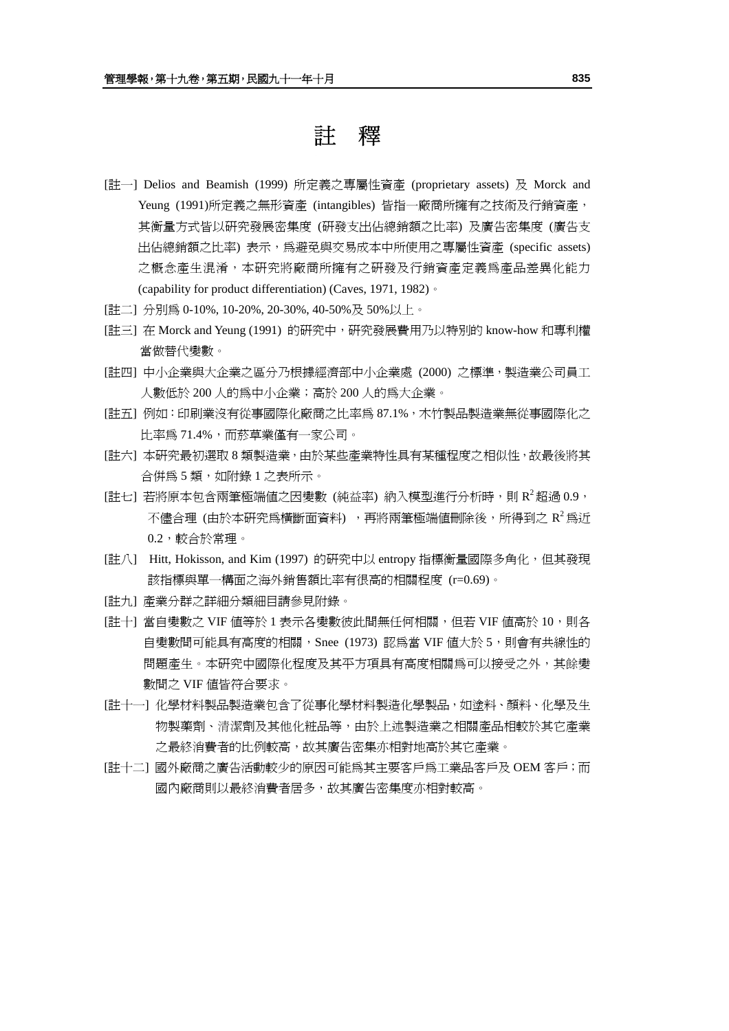# 註 釋

[註一] Delios and Beamish (1999) 所定義之專屬性資產 (proprietary assets) 及 Morck and Yeung (1991)所定義之無形資產 (intangibles) 皆指一廠商所擁有之技術及行銷資產，其衡量方式皆以研究發展密集度 (研發支出佔總銷額之比率) 及廣告密集度 (廣告支出佔總銷額之比率) 表示，爲避免與交易成本中所使用之專屬性資產 (specific assets) 之概念產生混淆，本研究將廠商所擁有之研發及行銷資產定義爲產品差異化能力 (capability for product differentiation) (Caves, 1971, 1982)。

[註二] 分別爲 0-10%, 10-20%, 20-30%, 40-50%及 50%以上。

[註三] 在 Morck and Yeung (1991) 的研究中，研究發展費用乃以特別的 know-how 和專利權當做替代變數。

[註四] 中小企業與大企業之區分乃根據經濟部中小企業處 (2000) 之標準，製造業公司員工人數低於 200 人的爲中小企業；高於 200 人的爲大企業。

[註五] 例如：印刷業沒有從事國際化廠商之比率爲 87.1%，木竹製品製造業無從事國際化之比率爲 71.4%，而菸草業僅有一家公司。

[註六] 本研究最初選取 8 類製造業，由於某些產業特性具有某種程度之相似性，故最後將其合併爲 5 類，如附錄 1 之表所示。

[註七] 若將原本包含兩筆極端値之因變數 (純益率) 納入模型進行分析時，則 $R^2$ 超過 0.9，不儘合理 (由於本研究爲橫斷面資料) ，再將兩筆極端値刪除後，所得到之 $R^2$ 爲近 0.2，較合於常理。

[註八] Hitt, Hokisson, and Kim (1997) 的研究中以 entropy 指標衡量國際多角化，但其發現該指標與單一構面之海外銷售額比率有很高的相關程度 (r=0.69)。

[註九] 產業分群之詳細分類細目請參見附錄。

[註十] 當自變數之 VIF 値等於 1 表示各變數彼此間無任何相關，但若 VIF 値高於 10，則各自變數間可能具有高度的相關，Snee (1973) 認爲當 VIF 値大於 5，則會有共線性的問題產生。本研究中國際化程度及其平方項具有高度相關爲可以接受之外，其餘變數間之 VIF 値皆符合要求。

[註十一] 化學材料製品製造業包含了從事化學材料製造化學製品，如塗料、顏料、化學及生物製藥劑、清潔劑及其他化粧品等，由於上述製造業之相關產品相較於其它產業之最終消費者的比例較高，故其廣告密集亦相對地高於其它產業。

[註十二] 國外廠商之廣告活動較少的原因可能爲其主要客戶爲工業品客戶及 OEM 客戶；而國內廠商則以最終消費者居多，故其廣告密集度亦相對較高。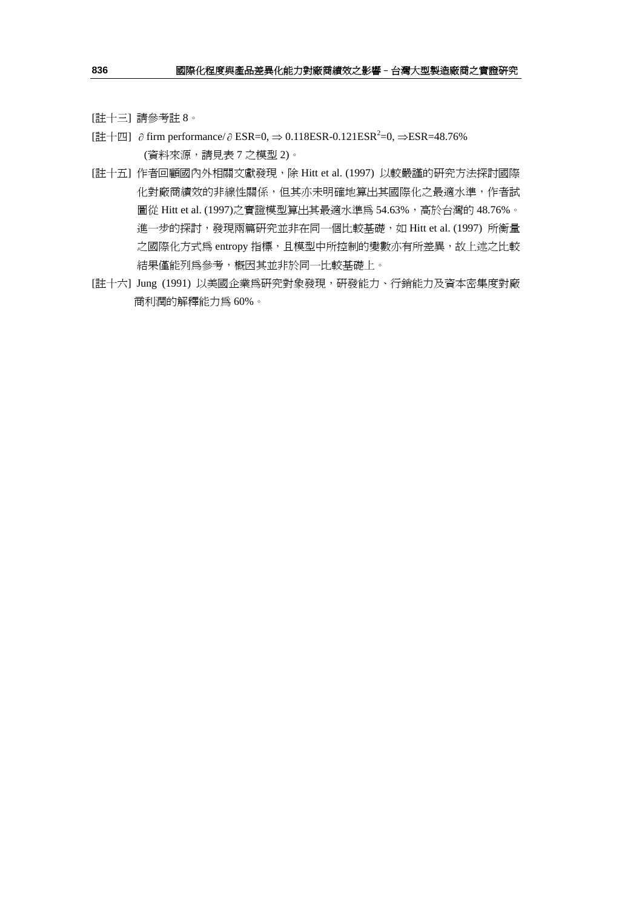[註十三] 請參考註 8。

[註十四] $\partial$ firm performance/$\partial$ ESR=0, $\Rightarrow$ 0.118ESR-0.121ESR$^2$=0, $\Rightarrow$ESR=48.76%
(資料來源，請見表 7 之模型 2)。

[註十五] 作者回顧國內外相關文獻發現，除 Hitt et al. (1997) 以較嚴謹的研究方法探討國際化對廠商績效的非線性關係，但其亦未明確地算出其國際化之最適水準，作者試圖從 Hitt et al. (1997)之實證模型算出其最適水準為 54.63%，高於台灣的 48.76%。進一步的探討，發現兩篇研究並非在同一個比較基礎，如 Hitt et al. (1997) 所衡量之國際化方式為 entropy 指標，且模型中所控制的變數亦有所差異，故上述之比較結果僅能列為參考，概因其並非於同一比較基礎上。

[註十六] Jung (1991) 以美國企業為研究對象發現，研發能力、行銷能力及資本密集度對廠商利潤的解釋能力為 60%。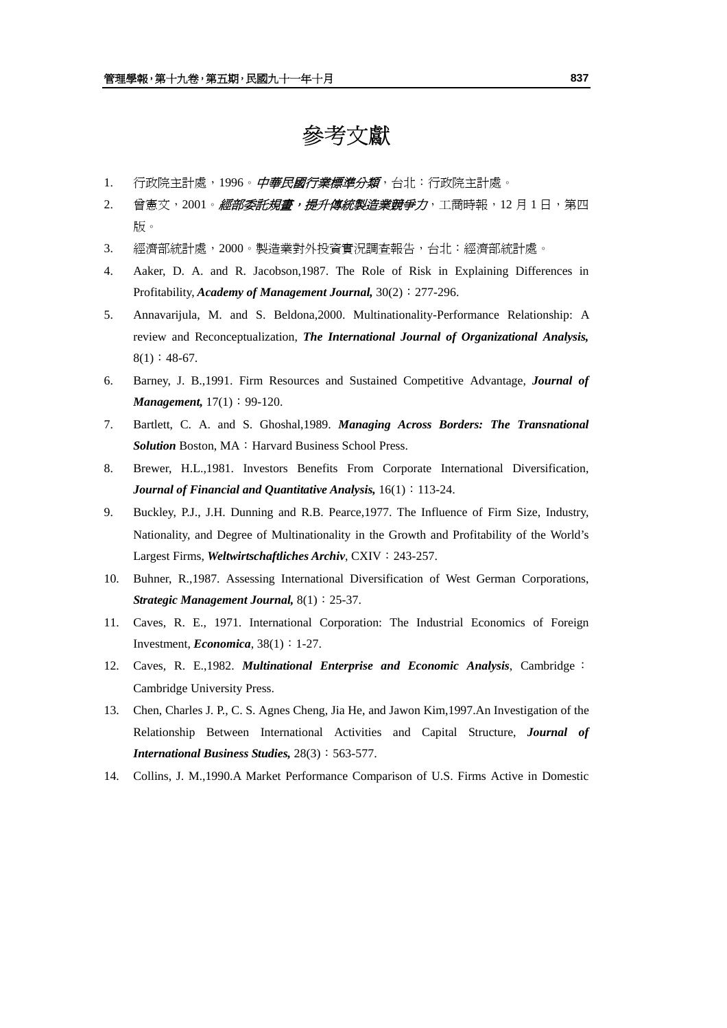# 參考文獻

1. 行政院主計處，1996。***中華民國行業標準分類***，台北：行政院主計處。
2. 曾憲文，2001。***經部委託規畫，提升傳統製造業競爭力***，工商時報，12 月 1 日，第四版。
3. 經濟部統計處，2000。製造業對外投資實況調查報告，台北：經濟部統計處。
4. Aaker, D. A. and R. Jacobson,1987. The Role of Risk in Explaining Differences in Profitability, ***Academy of Management Journal,*** 30(2)：277-296.
5. Annavarijula, M. and S. Beldona,2000. Multinationality-Performance Relationship: A review and Reconceptualization, ***The International Journal of Organizational Analysis,*** 8(1)：48-67.
6. Barney, J. B.,1991. Firm Resources and Sustained Competitive Advantage, ***Journal of Management,*** 17(1)：99-120.
7. Bartlett, C. A. and S. Ghoshal,1989. ***Managing Across Borders: The Transnational Solution*** Boston, MA：Harvard Business School Press.
8. Brewer, H.L.,1981. Investors Benefits From Corporate International Diversification, ***Journal of Financial and Quantitative Analysis,*** 16(1)：113-24.
9. Buckley, P.J., J.H. Dunning and R.B. Pearce,1977. The Influence of Firm Size, Industry, Nationality, and Degree of Multinationality in the Growth and Profitability of the World's Largest Firms, ***Weltwirtschaftliches Archiv***, CXIV：243-257.
10. Buhner, R.,1987. Assessing International Diversification of West German Corporations, ***Strategic Management Journal,*** 8(1)：25-37.
11. Caves, R. E., 1971. International Corporation: The Industrial Economics of Foreign Investment, ***Economica***, 38(1)：1-27.
12. Caves, R. E.,1982. ***Multinational Enterprise and Economic Analysis***, Cambridge：Cambridge University Press.
13. Chen, Charles J. P., C. S. Agnes Cheng, Jia He, and Jawon Kim,1997.An Investigation of the Relationship Between International Activities and Capital Structure, ***Journal of International Business Studies,*** 28(3)：563-577.
14. Collins, J. M.,1990.A Market Performance Comparison of U.S. Firms Active in Domestic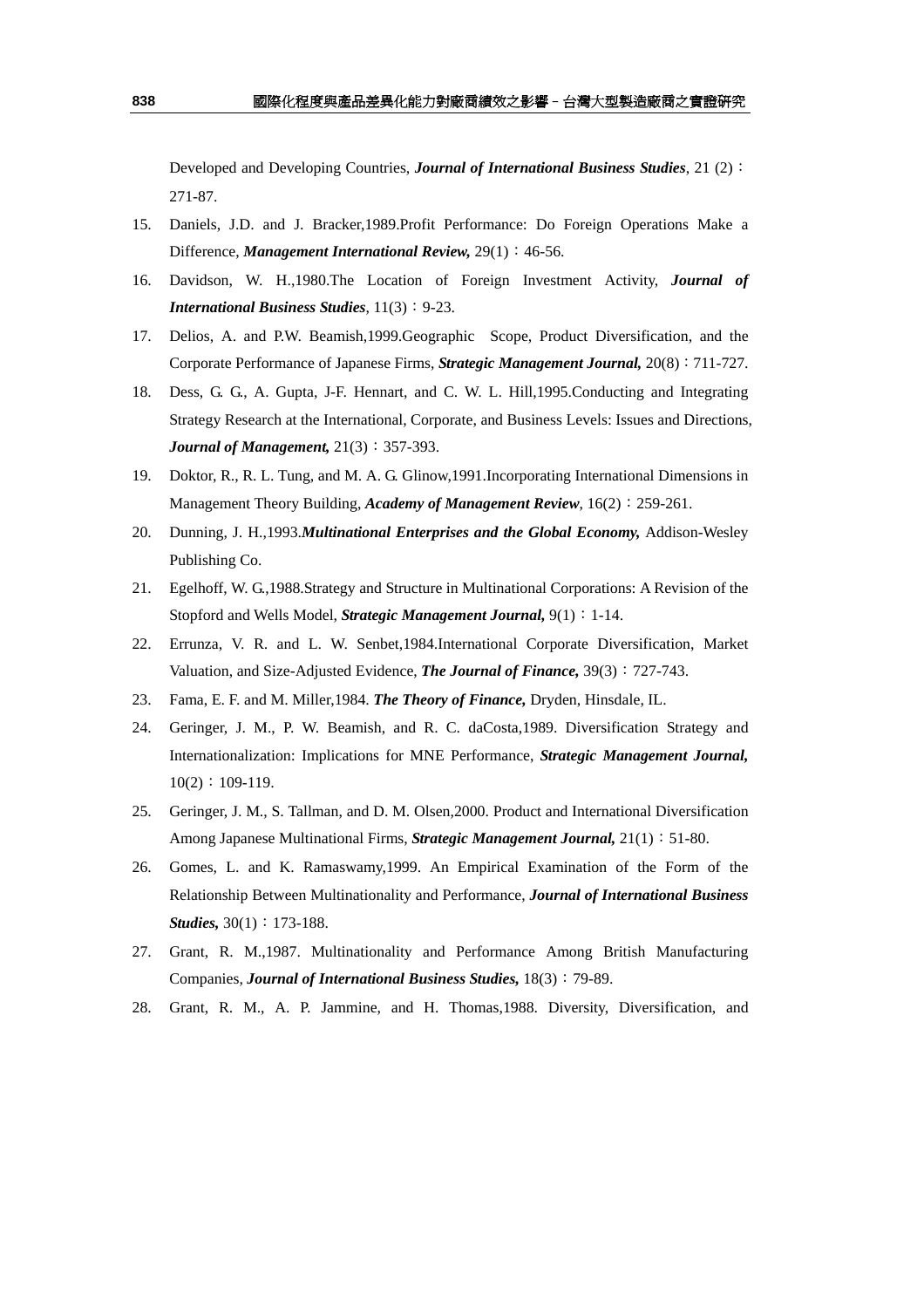Developed and Developing Countries, ***Journal of International Business Studies***, 21 (2)：271-87.

15. Daniels, J.D. and J. Bracker,1989.Profit Performance: Do Foreign Operations Make a Difference, ***Management International Review,*** 29(1)：46-56.
16. Davidson, W. H.,1980.The Location of Foreign Investment Activity, ***Journal of International Business Studies***, 11(3)：9-23.
17. Delios, A. and P.W. Beamish,1999.Geographic Scope, Product Diversification, and the Corporate Performance of Japanese Firms, ***Strategic Management Journal,*** 20(8)：711-727.
18. Dess, G. G., A. Gupta, J-F. Hennart, and C. W. L. Hill,1995.Conducting and Integrating Strategy Research at the International, Corporate, and Business Levels: Issues and Directions, ***Journal of Management,*** 21(3)：357-393.
19. Doktor, R., R. L. Tung, and M. A. G. Glinow,1991.Incorporating International Dimensions in Management Theory Building, ***Academy of Management Review***, 16(2)：259-261.
20. Dunning, J. H.,1993.***Multinational Enterprises and the Global Economy,*** Addison-Wesley Publishing Co.
21. Egelhoff, W. G.,1988.Strategy and Structure in Multinational Corporations: A Revision of the Stopford and Wells Model, ***Strategic Management Journal,*** 9(1)：1-14.
22. Errunza, V. R. and L. W. Senbet,1984.International Corporate Diversification, Market Valuation, and Size-Adjusted Evidence, ***The Journal of Finance,*** 39(3)：727-743.
23. Fama, E. F. and M. Miller,1984. ***The Theory of Finance,*** Dryden, Hinsdale, IL.
24. Geringer, J. M., P. W. Beamish, and R. C. daCosta,1989. Diversification Strategy and Internationalization: Implications for MNE Performance, ***Strategic Management Journal,*** 10(2)：109-119.
25. Geringer, J. M., S. Tallman, and D. M. Olsen,2000. Product and International Diversification Among Japanese Multinational Firms, ***Strategic Management Journal,*** 21(1)：51-80.
26. Gomes, L. and K. Ramaswamy,1999. An Empirical Examination of the Form of the Relationship Between Multinationality and Performance, ***Journal of International Business Studies,*** 30(1)：173-188.
27. Grant, R. M.,1987. Multinationality and Performance Among British Manufacturing Companies, ***Journal of International Business Studies,*** 18(3)：79-89.
28. Grant, R. M., A. P. Jammine, and H. Thomas,1988. Diversity, Diversification, and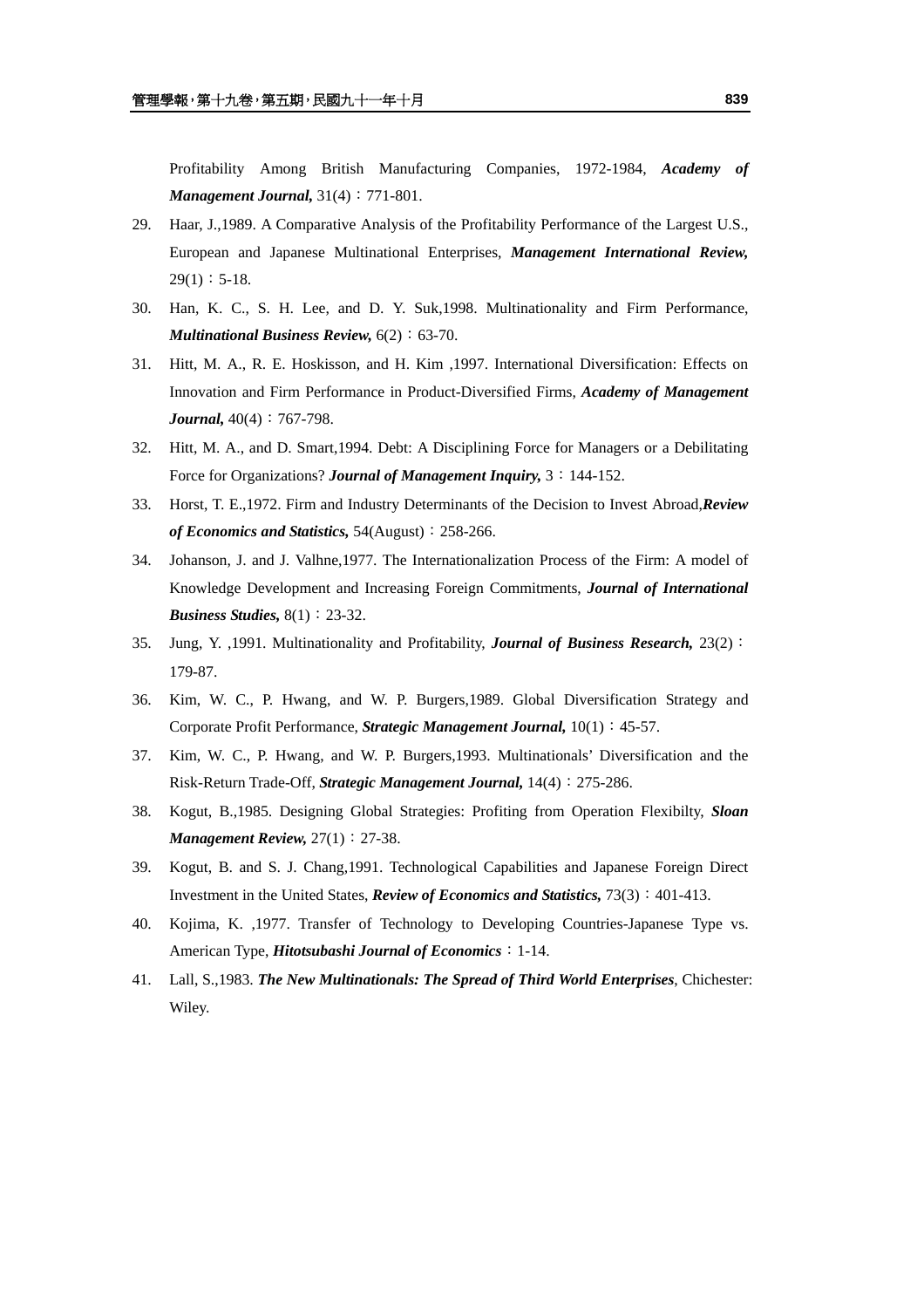Profitability Among British Manufacturing Companies, 1972-1984, ***Academy of Management Journal,*** 31(4)：771-801.

29. Haar, J.,1989. A Comparative Analysis of the Profitability Performance of the Largest U.S., European and Japanese Multinational Enterprises, ***Management International Review,*** 29(1)：5-18.
30. Han, K. C., S. H. Lee, and D. Y. Suk,1998. Multinationality and Firm Performance, ***Multinational Business Review,*** 6(2)：63-70.
31. Hitt, M. A., R. E. Hoskisson, and H. Kim ,1997. International Diversification: Effects on Innovation and Firm Performance in Product-Diversified Firms, ***Academy of Management Journal,*** 40(4)：767-798.
32. Hitt, M. A., and D. Smart,1994. Debt: A Disciplining Force for Managers or a Debilitating Force for Organizations? ***Journal of Management Inquiry,*** 3：144-152.
33. Horst, T. E.,1972. Firm and Industry Determinants of the Decision to Invest Abroad,***Review of Economics and Statistics,*** 54(August)：258-266.
34. Johanson, J. and J. Valhne,1977. The Internationalization Process of the Firm: A model of Knowledge Development and Increasing Foreign Commitments, ***Journal of International Business Studies,*** 8(1)：23-32.
35. Jung, Y. ,1991. Multinationality and Profitability, ***Journal of Business Research,*** 23(2)：179-87.
36. Kim, W. C., P. Hwang, and W. P. Burgers,1989. Global Diversification Strategy and Corporate Profit Performance, ***Strategic Management Journal,*** 10(1)：45-57.
37. Kim, W. C., P. Hwang, and W. P. Burgers,1993. Multinationals' Diversification and the Risk-Return Trade-Off, ***Strategic Management Journal,*** 14(4)：275-286.
38. Kogut, B.,1985. Designing Global Strategies: Profiting from Operation Flexibilty, ***Sloan Management Review,*** 27(1)：27-38.
39. Kogut, B. and S. J. Chang,1991. Technological Capabilities and Japanese Foreign Direct Investment in the United States, ***Review of Economics and Statistics,*** 73(3)：401-413.
40. Kojima, K. ,1977. Transfer of Technology to Developing Countries-Japanese Type vs. American Type, ***Hitotsubashi Journal of Economics***：1-14.
41. Lall, S.,1983. ***The New Multinationals: The Spread of Third World Enterprises***, Chichester: Wiley.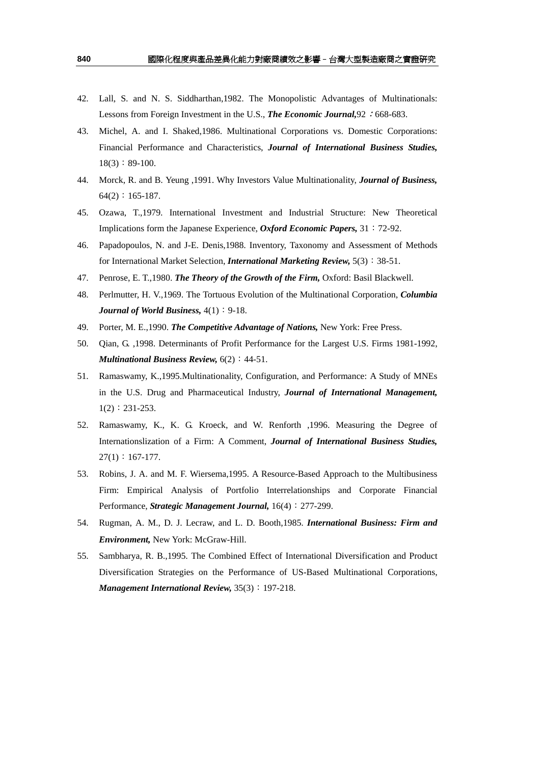42. Lall, S. and N. S. Siddharthan,1982. The Monopolistic Advantages of Multinationals: Lessons from Foreign Investment in the U.S., ***The Economic Journal,***92：668-683.
43. Michel, A. and I. Shaked,1986. Multinational Corporations vs. Domestic Corporations: Financial Performance and Characteristics, ***Journal of International Business Studies,*** 18(3)：89-100.
44. Morck, R. and B. Yeung ,1991. Why Investors Value Multinationality, ***Journal of Business,*** 64(2)：165-187.
45. Ozawa, T.,1979. International Investment and Industrial Structure: New Theoretical Implications form the Japanese Experience, ***Oxford Economic Papers,*** 31：72-92.
46. Papadopoulos, N. and J-E. Denis,1988. Inventory, Taxonomy and Assessment of Methods for International Market Selection, ***International Marketing Review,*** 5(3)：38-51.
47. Penrose, E. T.,1980. ***The Theory of the Growth of the Firm,*** Oxford: Basil Blackwell.
48. Perlmutter, H. V.,1969. The Tortuous Evolution of the Multinational Corporation, ***Columbia Journal of World Business,*** 4(1)：9-18.
49. Porter, M. E.,1990. ***The Competitive Advantage of Nations,*** New York: Free Press.
50. Qian, G. ,1998. Determinants of Profit Performance for the Largest U.S. Firms 1981-1992, ***Multinational Business Review,*** 6(2)：44-51.
51. Ramaswamy, K.,1995.Multinationality, Configuration, and Performance: A Study of MNEs in the U.S. Drug and Pharmaceutical Industry, ***Journal of International Management,*** 1(2)：231-253.
52. Ramaswamy, K., K. G. Kroeck, and W. Renforth ,1996. Measuring the Degree of Internationslization of a Firm: A Comment, ***Journal of International Business Studies,*** 27(1)：167-177.
53. Robins, J. A. and M. F. Wiersema,1995. A Resource-Based Approach to the Multibusiness Firm: Empirical Analysis of Portfolio Interrelationships and Corporate Financial Performance, ***Strategic Management Journal,*** 16(4)：277-299.
54. Rugman, A. M., D. J. Lecraw, and L. D. Booth,1985. ***International Business: Firm and Environment,*** New York: McGraw-Hill.
55. Sambharya, R. B.,1995. The Combined Effect of International Diversification and Product Diversification Strategies on the Performance of US-Based Multinational Corporations, ***Management International Review,*** 35(3)：197-218.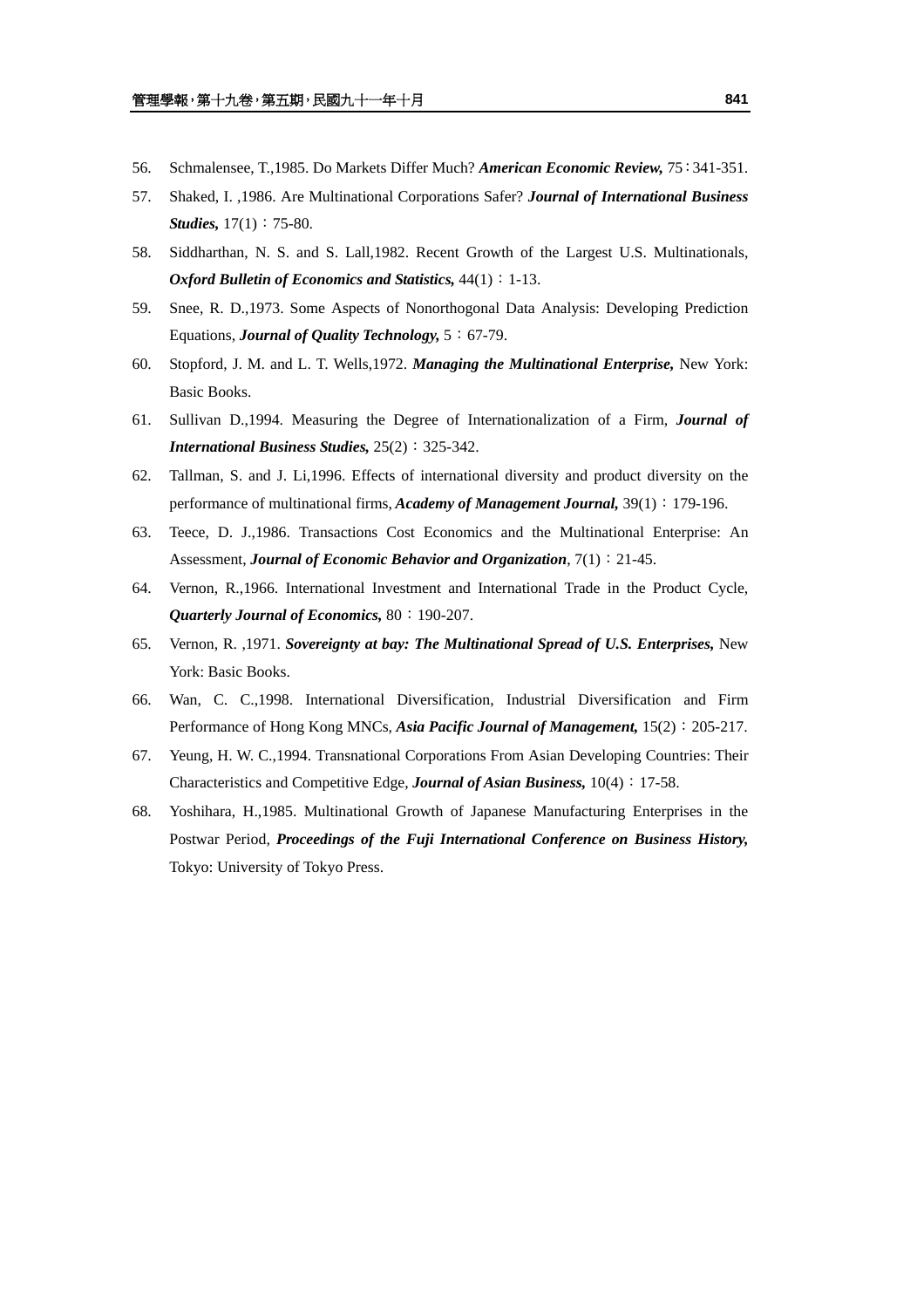56. Schmalensee, T.,1985. Do Markets Differ Much? ***American Economic Review,*** 75：341-351.
57. Shaked, I. ,1986. Are Multinational Corporations Safer? ***Journal of International Business Studies,*** 17(1)：75-80.
58. Siddharthan, N. S. and S. Lall,1982. Recent Growth of the Largest U.S. Multinationals, ***Oxford Bulletin of Economics and Statistics,*** 44(1)：1-13.
59. Snee, R. D.,1973. Some Aspects of Nonorthogonal Data Analysis: Developing Prediction Equations, ***Journal of Quality Technology,*** 5：67-79.
60. Stopford, J. M. and L. T. Wells,1972. ***Managing the Multinational Enterprise,*** New York: Basic Books.
61. Sullivan D.,1994. Measuring the Degree of Internationalization of a Firm, ***Journal of International Business Studies,*** 25(2)：325-342.
62. Tallman, S. and J. Li,1996. Effects of international diversity and product diversity on the performance of multinational firms, ***Academy of Management Journal,*** 39(1)：179-196.
63. Teece, D. J.,1986. Transactions Cost Economics and the Multinational Enterprise: An Assessment, ***Journal of Economic Behavior and Organization***, 7(1)：21-45.
64. Vernon, R.,1966. International Investment and International Trade in the Product Cycle, ***Quarterly Journal of Economics,*** 80：190-207.
65. Vernon, R. ,1971. ***Sovereignty at bay: The Multinational Spread of U.S. Enterprises,*** New York: Basic Books.
66. Wan, C. C.,1998. International Diversification, Industrial Diversification and Firm Performance of Hong Kong MNCs, ***Asia Pacific Journal of Management,*** 15(2)：205-217.
67. Yeung, H. W. C.,1994. Transnational Corporations From Asian Developing Countries: Their Characteristics and Competitive Edge, ***Journal of Asian Business,*** 10(4)：17-58.
68. Yoshihara, H.,1985. Multinational Growth of Japanese Manufacturing Enterprises in the Postwar Period, ***Proceedings of the Fuji International Conference on Business History,*** Tokyo: University of Tokyo Press.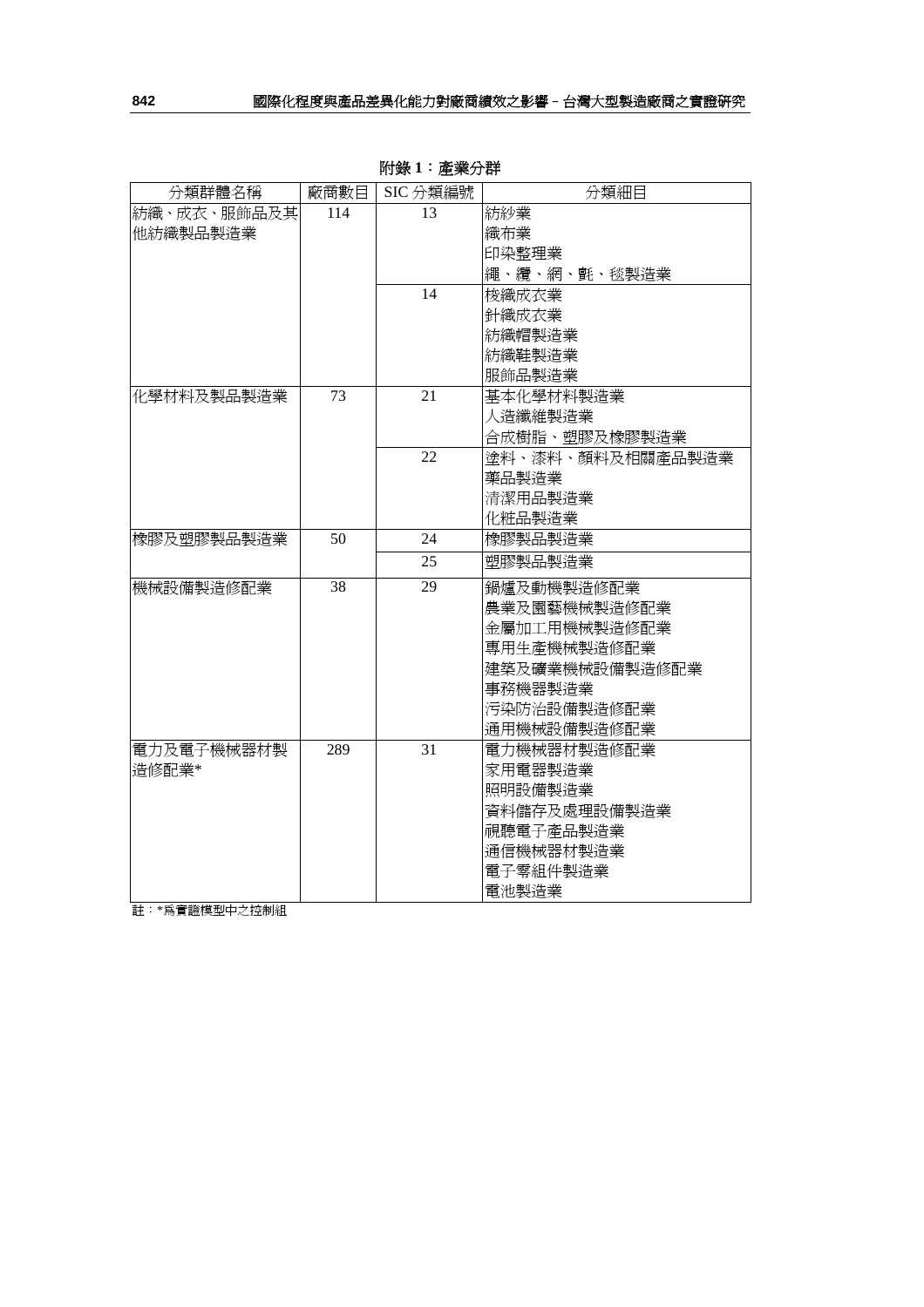附錄 1：產業分群

| 分類群體名稱 | 廠商數目 | SIC 分類編號 | 分類細目 |
|---|---|---|---|
| 紡織、成衣、服飾品及其他紡織製品製造業 | 114 | 13 | 紡紗業 |
| | | | 織布業 |
| | | | 印染整理業 |
| | | | 繩、纜、網、氈、毯製造業 |
| | | 14 | 梭織成衣業 |
| | | | 針織成衣業 |
| | | | 紡織帽製造業 |
| | | | 紡織鞋製造業 |
| | | | 服飾品製造業 |
| 化學材料及製品製造業 | 73 | 21 | 基本化學材料製造業 |
| | | | 人造纖維製造業 |
| | | | 合成樹脂、塑膠及橡膠製造業 |
| | | 22 | 塗料、漆料、顏料及相關產品製造業 |
| | | | 藥品製造業 |
| | | | 清潔用品製造業 |
| | | | 化粧品製造業 |
| 橡膠及塑膠製品製造業 | 50 | 24 | 橡膠製品製造業 |
| | | 25 | 塑膠製品製造業 |
| 機械設備製造修配業 | 38 | 29 | 鍋爐及動機製造修配業 |
| | | | 農業及園藝機械製造修配業 |
| | | | 金屬加工用機械製造修配業 |
| | | | 專用生產機械製造修配業 |
| | | | 建築及礦業機械設備製造修配業 |
| | | | 事務機器製造業 |
| | | | 污染防治設備製造修配業 |
| | | | 通用機械設備製造修配業 |
| 電力及電子機械器材製造修配業* | 289 | 31 | 電力機械器材製造修配業 |
| | | | 家用電器製造業 |
| | | | 照明設備製造業 |
| | | | 資料儲存及處理設備製造業 |
| | | | 視聽電子產品製造業 |
| | | | 通信機械器材製造業 |
| | | | 電子零組件製造業 |
| | | | 電池製造業 |

註：*為實證模型中之控制組